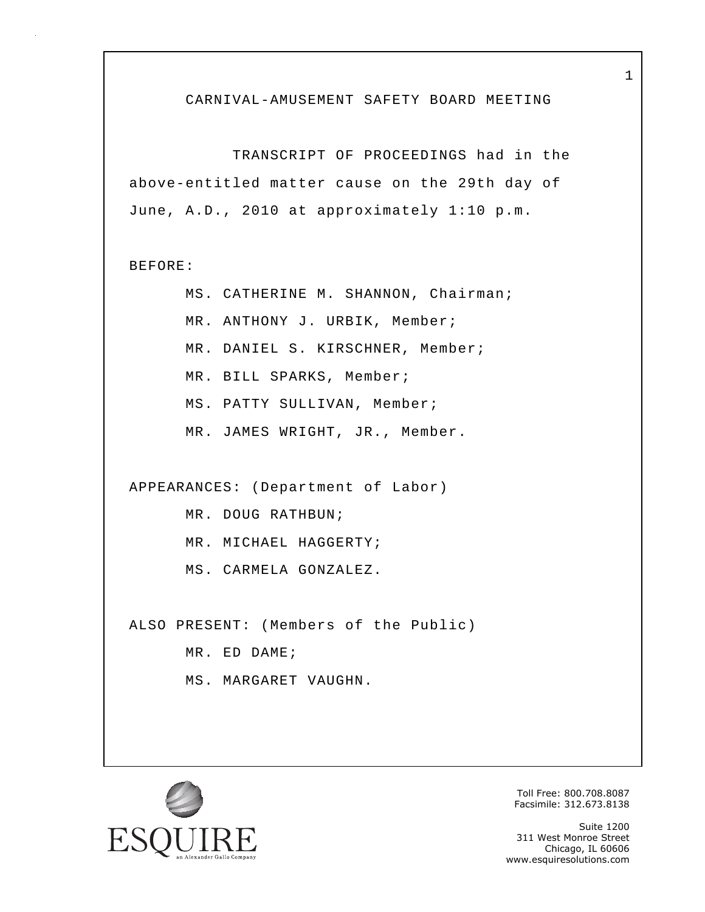# CARNIVAL-AMUSEMENT SAFETY BOARD MEETING

TRANSCRIPT OF PROCEEDINGS had in the above-entitled matter cause on the 29th day of June, A.D., 2010 at approximately 1:10 p.m.

BEFORE:

MS. CATHERINE M. SHANNON, Chairman;
MR. ANTHONY J. URBIK, Member;
MR. DANIEL S. KIRSCHNER, Member;
MR. BILL SPARKS, Member;
MS. PATTY SULLIVAN, Member;
MR. JAMES WRIGHT, JR., Member.

APPEARANCES: (Department of Labor)

MR. DOUG RATHBUN;
MR. MICHAEL HAGGERTY;
MS. CARMELA GONZALEZ.

ALSO PRESENT: (Members of the Public)

MR. ED DAME;
MS. MARGARET VAUGHN.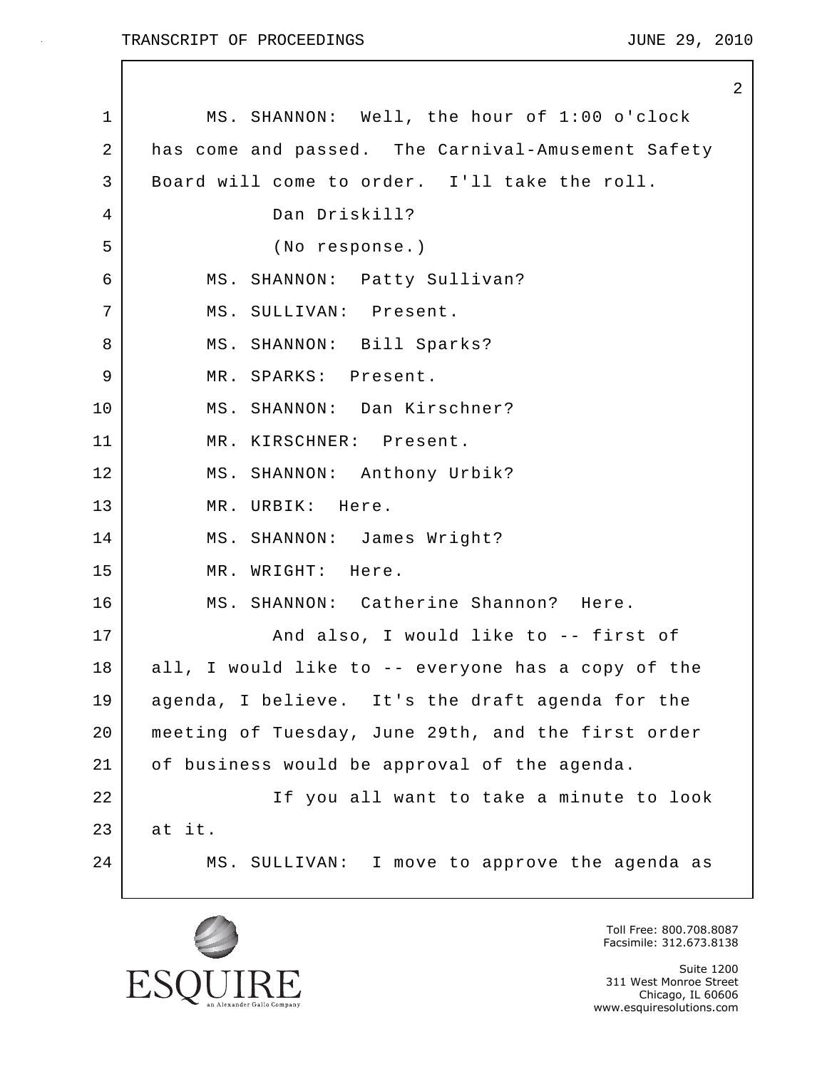MS. SHANNON: Well, the hour of 1:00 o'clock has come and passed. The Carnival-Amusement Safety Board will come to order. I'll take the roll.

Dan Driskill?

(No response.)

MS. SHANNON: Patty Sullivan?

MS. SULLIVAN: Present.

MS. SHANNON: Bill Sparks?

MR. SPARKS: Present.

MS. SHANNON: Dan Kirschner?

MR. KIRSCHNER: Present.

MS. SHANNON: Anthony Urbik?

MR. URBIK: Here.

MS. SHANNON: James Wright?

MR. WRIGHT: Here.

MS. SHANNON: Catherine Shannon? Here.

And also, I would like to -- first of all, I would like to -- everyone has a copy of the agenda, I believe. It's the draft agenda for the meeting of Tuesday, June 29th, and the first order of business would be approval of the agenda.

If you all want to take a minute to look at it.

MS. SULLIVAN: I move to approve the agenda as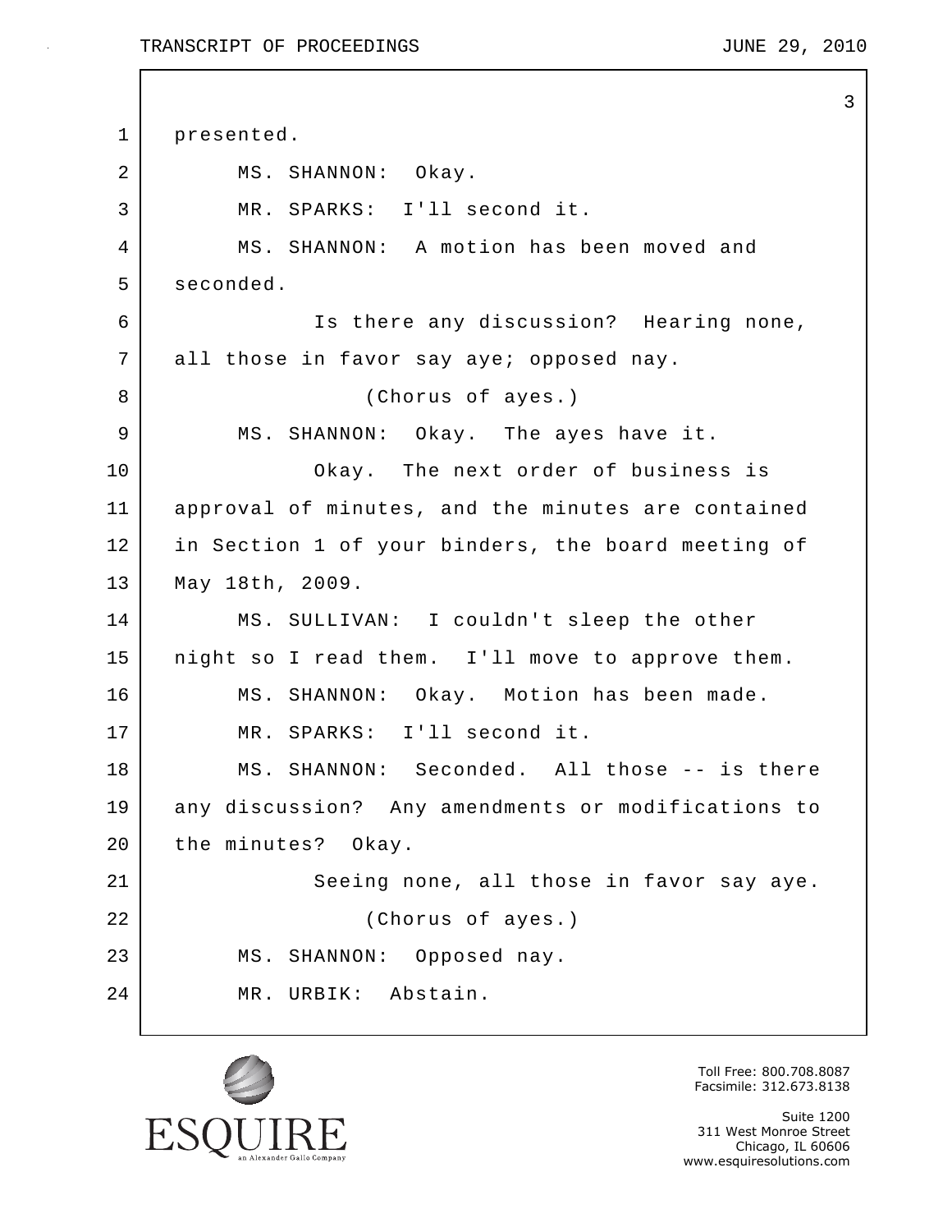presented.

MS. SHANNON: Okay.

MR. SPARKS: I'll second it.

MS. SHANNON: A motion has been moved and seconded.

Is there any discussion? Hearing none, all those in favor say aye; opposed nay.

(Chorus of ayes.)

MS. SHANNON: Okay. The ayes have it.

Okay. The next order of business is approval of minutes, and the minutes are contained in Section 1 of your binders, the board meeting of May 18th, 2009.

MS. SULLIVAN: I couldn't sleep the other night so I read them. I'll move to approve them.

MS. SHANNON: Okay. Motion has been made.

MR. SPARKS: I'll second it.

MS. SHANNON: Seconded. All those -- is there any discussion? Any amendments or modifications to the minutes? Okay.

Seeing none, all those in favor say aye.

(Chorus of ayes.)

MS. SHANNON: Opposed nay.

MR. URBIK: Abstain.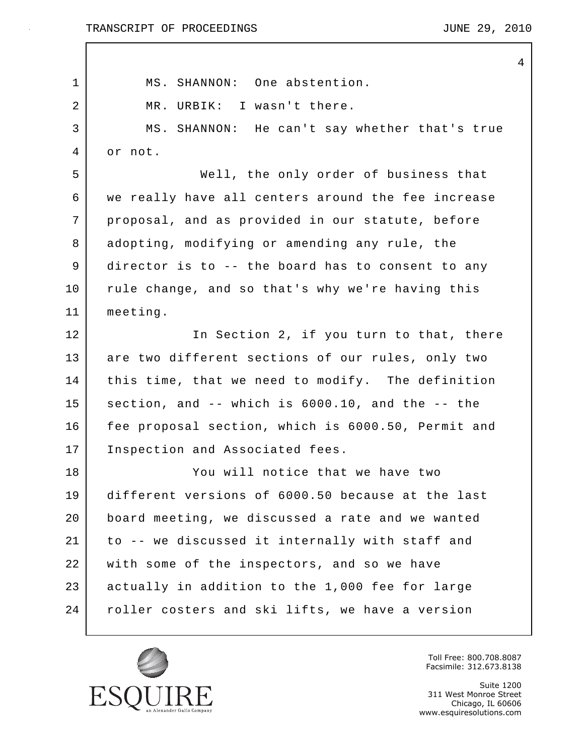MS. SHANNON: One abstention.

MR. URBIK: I wasn't there.

MS. SHANNON: He can't say whether that's true or not.

Well, the only order of business that we really have all centers around the fee increase proposal, and as provided in our statute, before adopting, modifying or amending any rule, the director is to -- the board has to consent to any rule change, and so that's why we're having this meeting.

In Section 2, if you turn to that, there are two different sections of our rules, only two this time, that we need to modify. The definition section, and -- which is 6000.10, and the -- the fee proposal section, which is 6000.50, Permit and Inspection and Associated fees.

You will notice that we have two different versions of 6000.50 because at the last board meeting, we discussed a rate and we wanted to -- we discussed it internally with staff and with some of the inspectors, and so we have actually in addition to the 1,000 fee for large roller costers and ski lifts, we have a version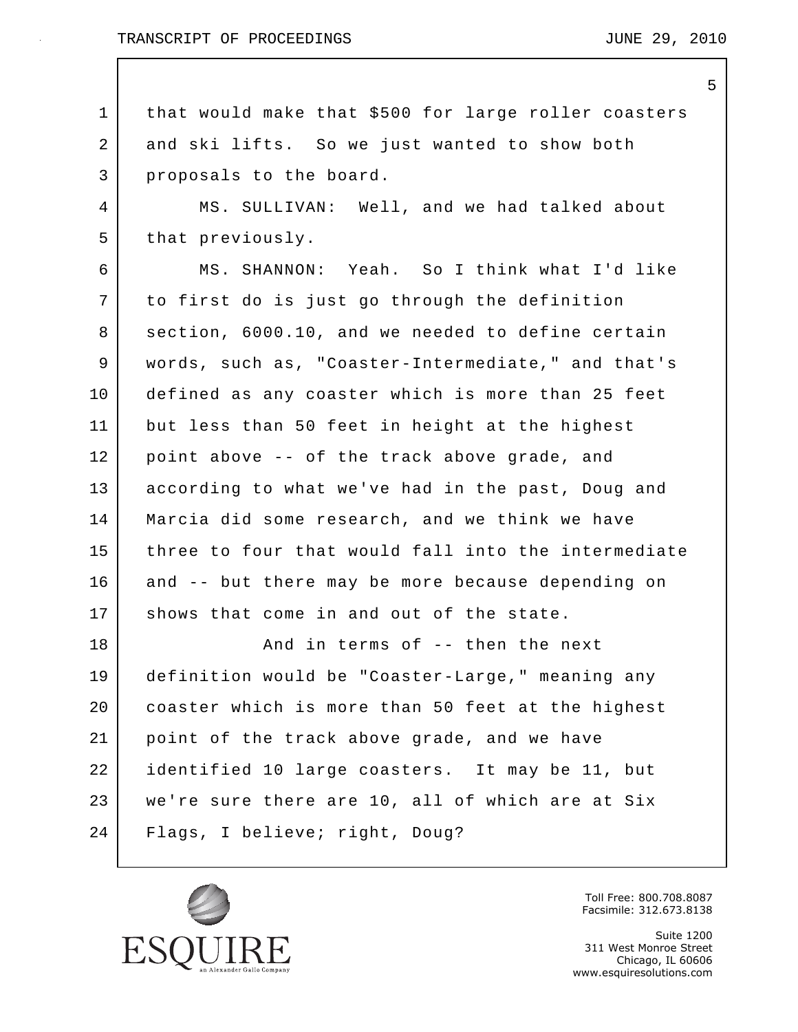that would make that $500 for large roller coasters and ski lifts. So we just wanted to show both proposals to the board.

MS. SULLIVAN: Well, and we had talked about that previously.

MS. SHANNON: Yeah. So I think what I'd like to first do is just go through the definition section, 6000.10, and we needed to define certain words, such as, "Coaster-Intermediate," and that's defined as any coaster which is more than 25 feet but less than 50 feet in height at the highest point above -- of the track above grade, and according to what we've had in the past, Doug and Marcia did some research, and we think we have three to four that would fall into the intermediate and -- but there may be more because depending on shows that come in and out of the state.

And in terms of -- then the next definition would be "Coaster-Large," meaning any coaster which is more than 50 feet at the highest point of the track above grade, and we have identified 10 large coasters. It may be 11, but we're sure there are 10, all of which are at Six Flags, I believe; right, Doug?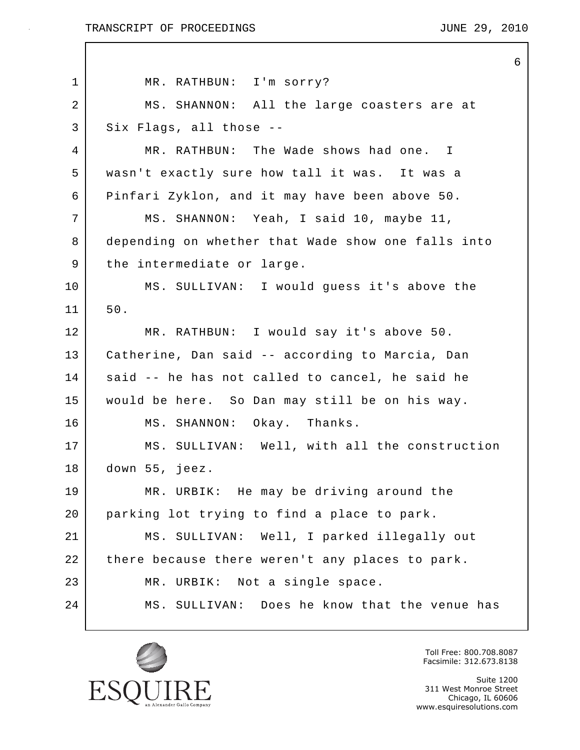MR. RATHBUN: I'm sorry?

MS. SHANNON: All the large coasters are at Six Flags, all those --

MR. RATHBUN: The Wade shows had one. I wasn't exactly sure how tall it was. It was a Pinfari Zyklon, and it may have been above 50.

MS. SHANNON: Yeah, I said 10, maybe 11, depending on whether that Wade show one falls into the intermediate or large.

MS. SULLIVAN: I would guess it's above the 50.

MR. RATHBUN: I would say it's above 50. Catherine, Dan said -- according to Marcia, Dan said -- he has not called to cancel, he said he would be here. So Dan may still be on his way.

MS. SHANNON: Okay. Thanks.

MS. SULLIVAN: Well, with all the construction down 55, jeez.

MR. URBIK: He may be driving around the parking lot trying to find a place to park.

MS. SULLIVAN: Well, I parked illegally out there because there weren't any places to park.

MR. URBIK: Not a single space.

MS. SULLIVAN: Does he know that the venue has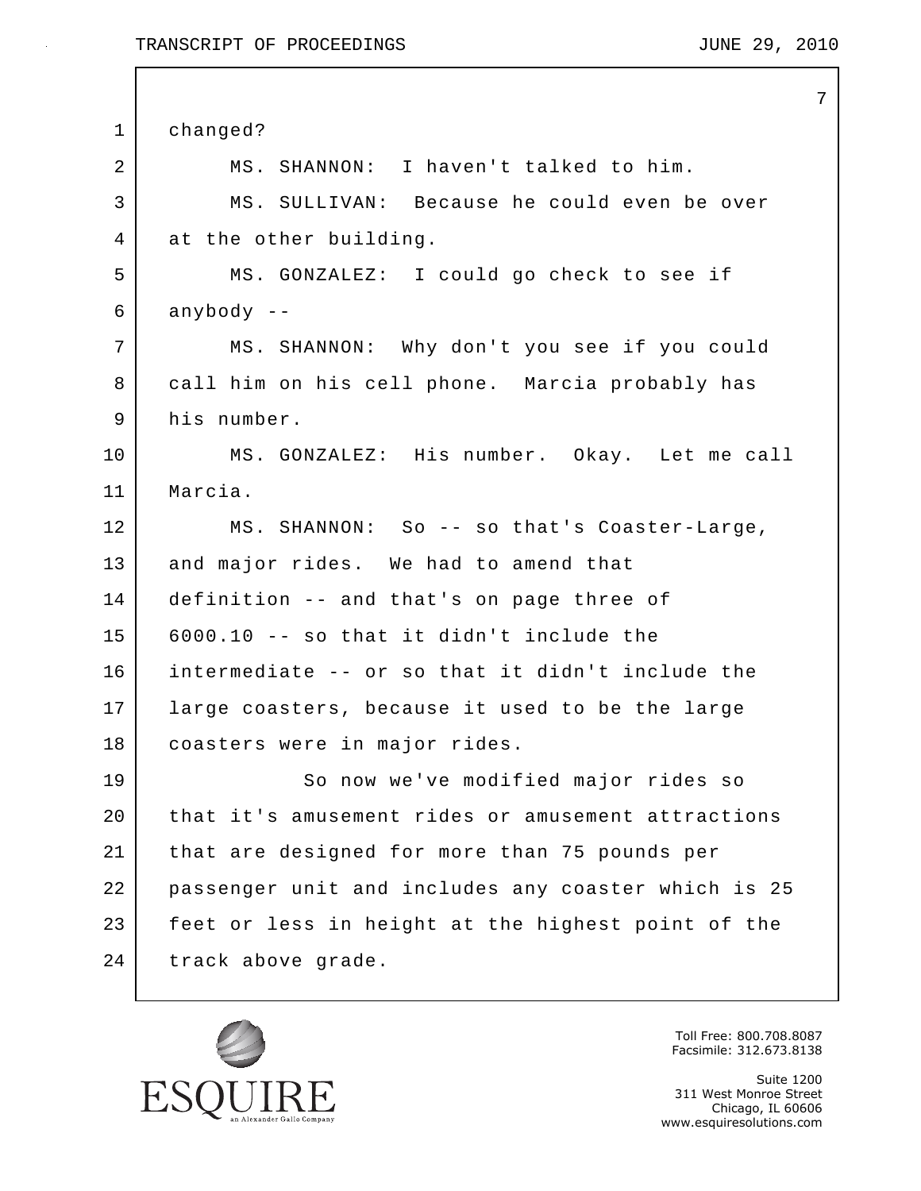changed?

MS. SHANNON: I haven't talked to him.

MS. SULLIVAN: Because he could even be over at the other building.

MS. GONZALEZ: I could go check to see if anybody --

MS. SHANNON: Why don't you see if you could call him on his cell phone. Marcia probably has his number.

MS. GONZALEZ: His number. Okay. Let me call Marcia.

MS. SHANNON: So -- so that's Coaster-Large, and major rides. We had to amend that definition -- and that's on page three of 6000.10 -- so that it didn't include the intermediate -- or so that it didn't include the large coasters, because it used to be the large coasters were in major rides.

So now we've modified major rides so that it's amusement rides or amusement attractions that are designed for more than 75 pounds per passenger unit and includes any coaster which is 25 feet or less in height at the highest point of the track above grade.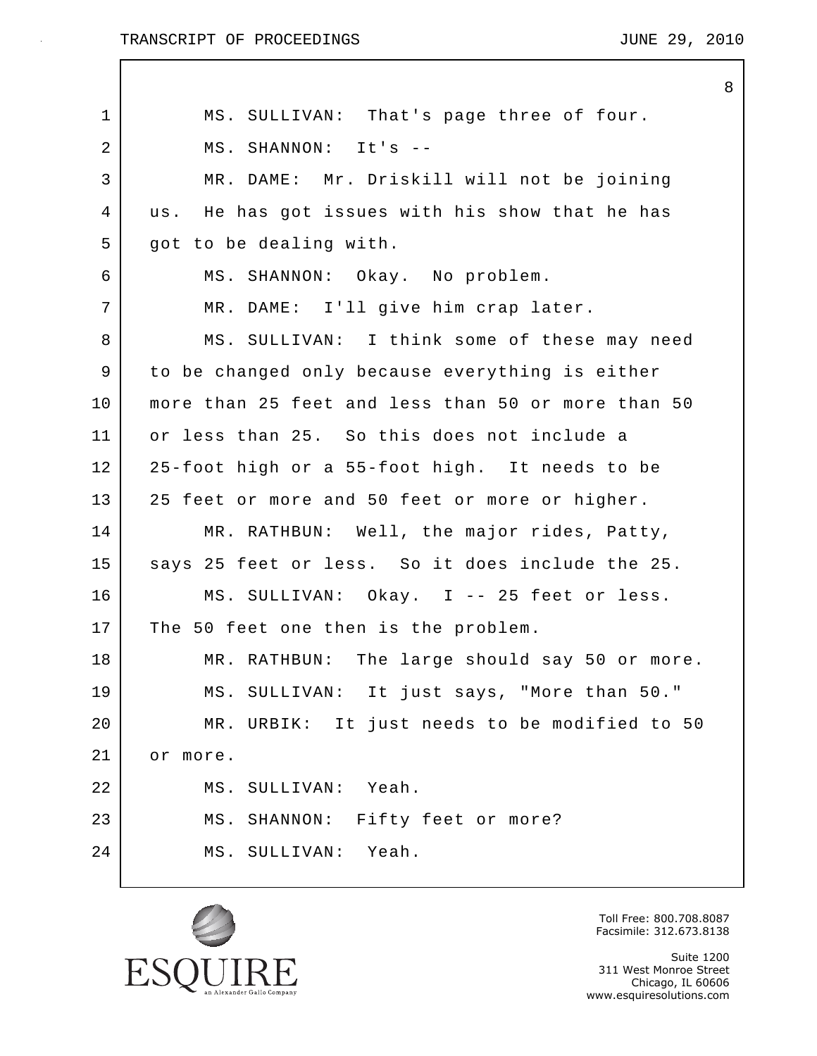MS. SULLIVAN: That's page three of four.

MS. SHANNON: It's --

MR. DAME: Mr. Driskill will not be joining us. He has got issues with his show that he has got to be dealing with.

MS. SHANNON: Okay. No problem.

MR. DAME: I'll give him crap later.

MS. SULLIVAN: I think some of these may need to be changed only because everything is either more than 25 feet and less than 50 or more than 50 or less than 25. So this does not include a 25-foot high or a 55-foot high. It needs to be 25 feet or more and 50 feet or more or higher.

MR. RATHBUN: Well, the major rides, Patty, says 25 feet or less. So it does include the 25.

MS. SULLIVAN: Okay. I -- 25 feet or less. The 50 feet one then is the problem.

MR. RATHBUN: The large should say 50 or more.

MS. SULLIVAN: It just says, "More than 50."

MR. URBIK: It just needs to be modified to 50 or more.

MS. SULLIVAN: Yeah.

MS. SHANNON: Fifty feet or more?

MS. SULLIVAN: Yeah.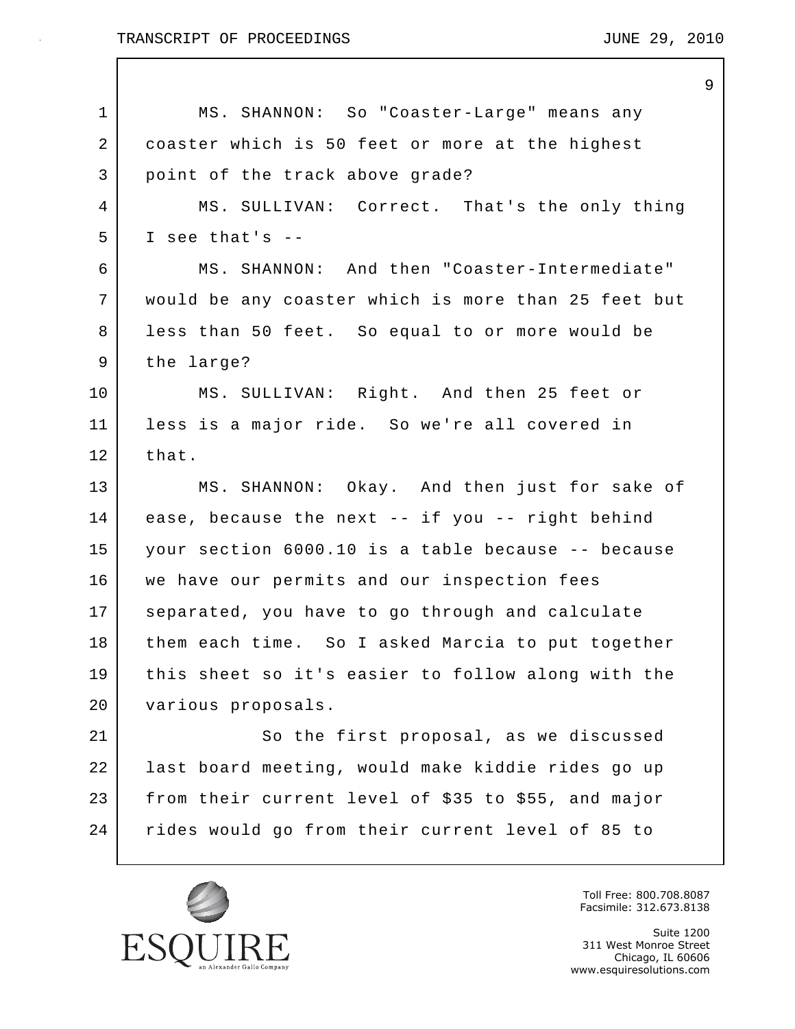MS. SHANNON: So "Coaster-Large" means any coaster which is 50 feet or more at the highest point of the track above grade?

MS. SULLIVAN: Correct. That's the only thing I see that's --

MS. SHANNON: And then "Coaster-Intermediate" would be any coaster which is more than 25 feet but less than 50 feet. So equal to or more would be the large?

MS. SULLIVAN: Right. And then 25 feet or less is a major ride. So we're all covered in that.

MS. SHANNON: Okay. And then just for sake of ease, because the next -- if you -- right behind your section 6000.10 is a table because -- because we have our permits and our inspection fees separated, you have to go through and calculate them each time. So I asked Marcia to put together this sheet so it's easier to follow along with the various proposals.

So the first proposal, as we discussed last board meeting, would make kiddie rides go up from their current level of $35 to $55, and major rides would go from their current level of 85 to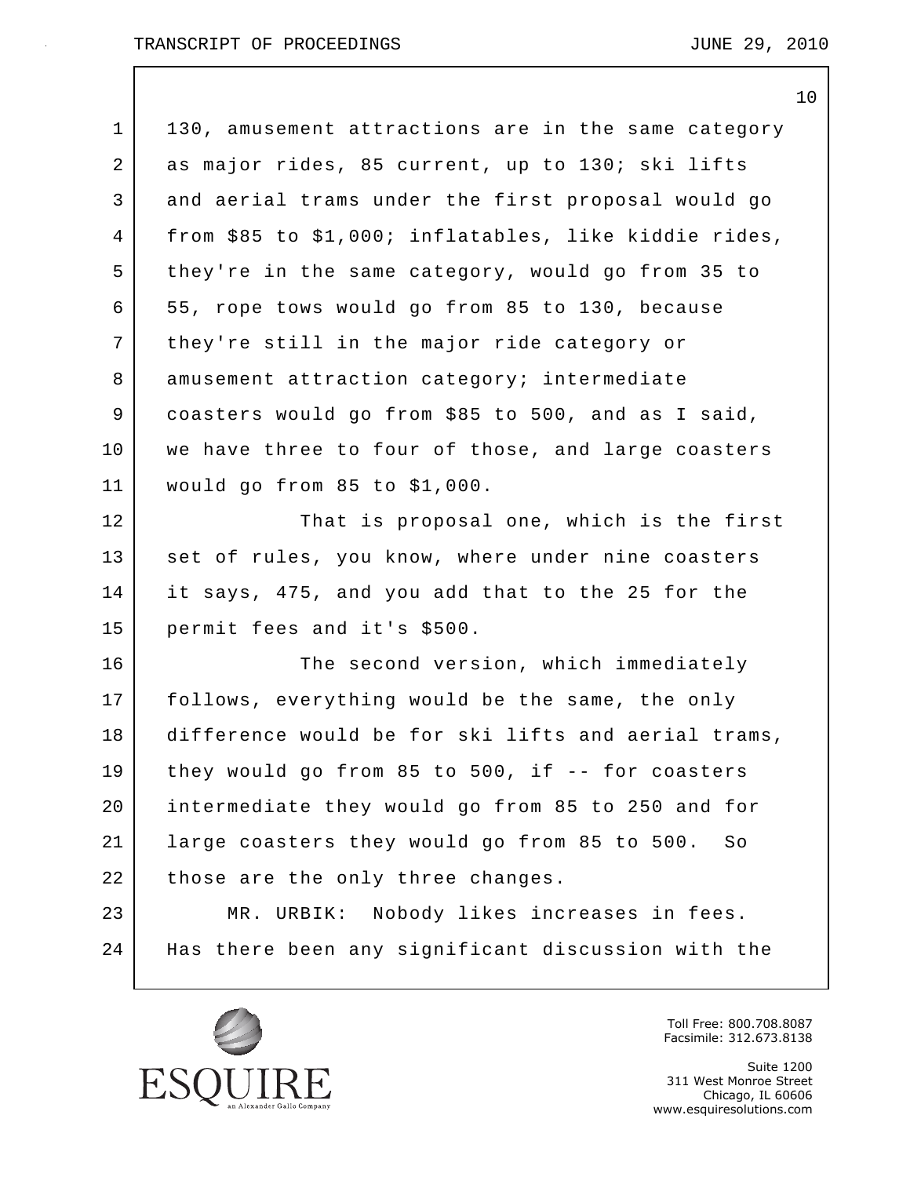130, amusement attractions are in the same category as major rides, 85 current, up to 130; ski lifts and aerial trams under the first proposal would go from $85 to $1,000; inflatables, like kiddie rides, they're in the same category, would go from 35 to 55, rope tows would go from 85 to 130, because they're still in the major ride category or amusement attraction category; intermediate coasters would go from $85 to 500, and as I said, we have three to four of those, and large coasters would go from 85 to $1,000.

That is proposal one, which is the first set of rules, you know, where under nine coasters it says, 475, and you add that to the 25 for the permit fees and it's $500.

The second version, which immediately follows, everything would be the same, the only difference would be for ski lifts and aerial trams, they would go from 85 to 500, if -- for coasters intermediate they would go from 85 to 250 and for large coasters they would go from 85 to 500. So those are the only three changes.

MR. URBIK: Nobody likes increases in fees. Has there been any significant discussion with the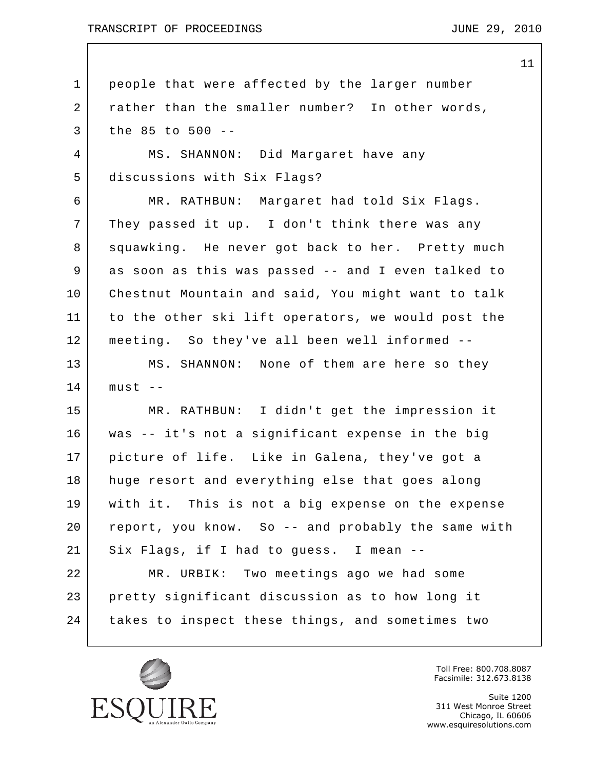people that were affected by the larger number rather than the smaller number? In other words, the 85 to 500 --

MS. SHANNON: Did Margaret have any discussions with Six Flags?

MR. RATHBUN: Margaret had told Six Flags. They passed it up. I don't think there was any squawking. He never got back to her. Pretty much as soon as this was passed -- and I even talked to Chestnut Mountain and said, You might want to talk to the other ski lift operators, we would post the meeting. So they've all been well informed --

MS. SHANNON: None of them are here so they must --

MR. RATHBUN: I didn't get the impression it was -- it's not a significant expense in the big picture of life. Like in Galena, they've got a huge resort and everything else that goes along with it. This is not a big expense on the expense report, you know. So -- and probably the same with Six Flags, if I had to guess. I mean --

MR. URBIK: Two meetings ago we had some pretty significant discussion as to how long it takes to inspect these things, and sometimes two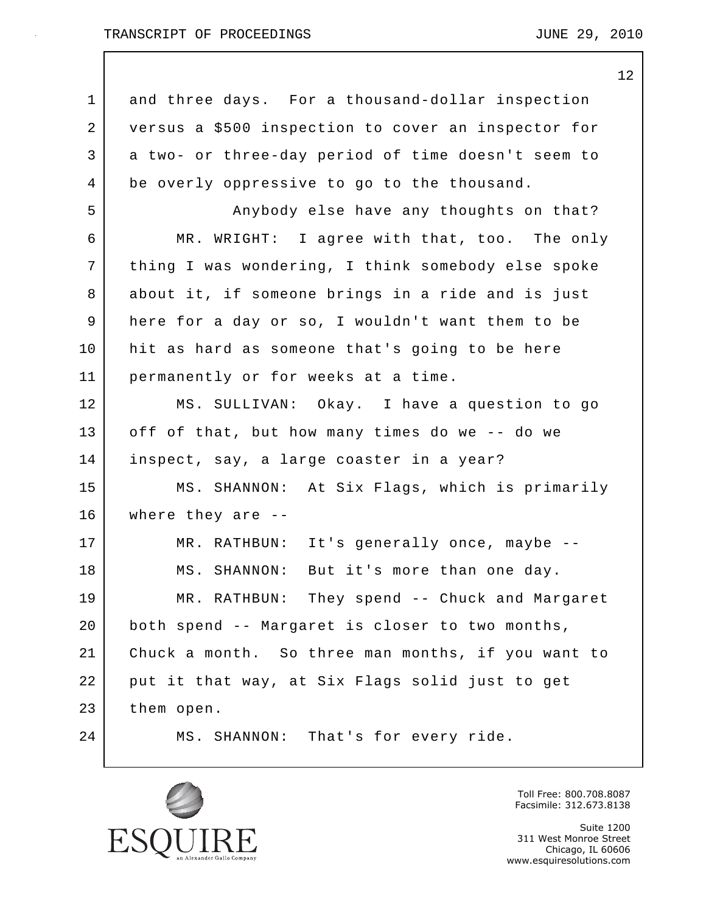and three days. For a thousand-dollar inspection versus a $500 inspection to cover an inspector for a two- or three-day period of time doesn't seem to be overly oppressive to go to the thousand.

Anybody else have any thoughts on that?

MR. WRIGHT: I agree with that, too. The only thing I was wondering, I think somebody else spoke about it, if someone brings in a ride and is just here for a day or so, I wouldn't want them to be hit as hard as someone that's going to be here permanently or for weeks at a time.

MS. SULLIVAN: Okay. I have a question to go off of that, but how many times do we -- do we inspect, say, a large coaster in a year?

MS. SHANNON: At Six Flags, which is primarily where they are --

MR. RATHBUN: It's generally once, maybe --

MS. SHANNON: But it's more than one day.

MR. RATHBUN: They spend -- Chuck and Margaret both spend -- Margaret is closer to two months, Chuck a month. So three man months, if you want to put it that way, at Six Flags solid just to get them open.

MS. SHANNON: That's for every ride.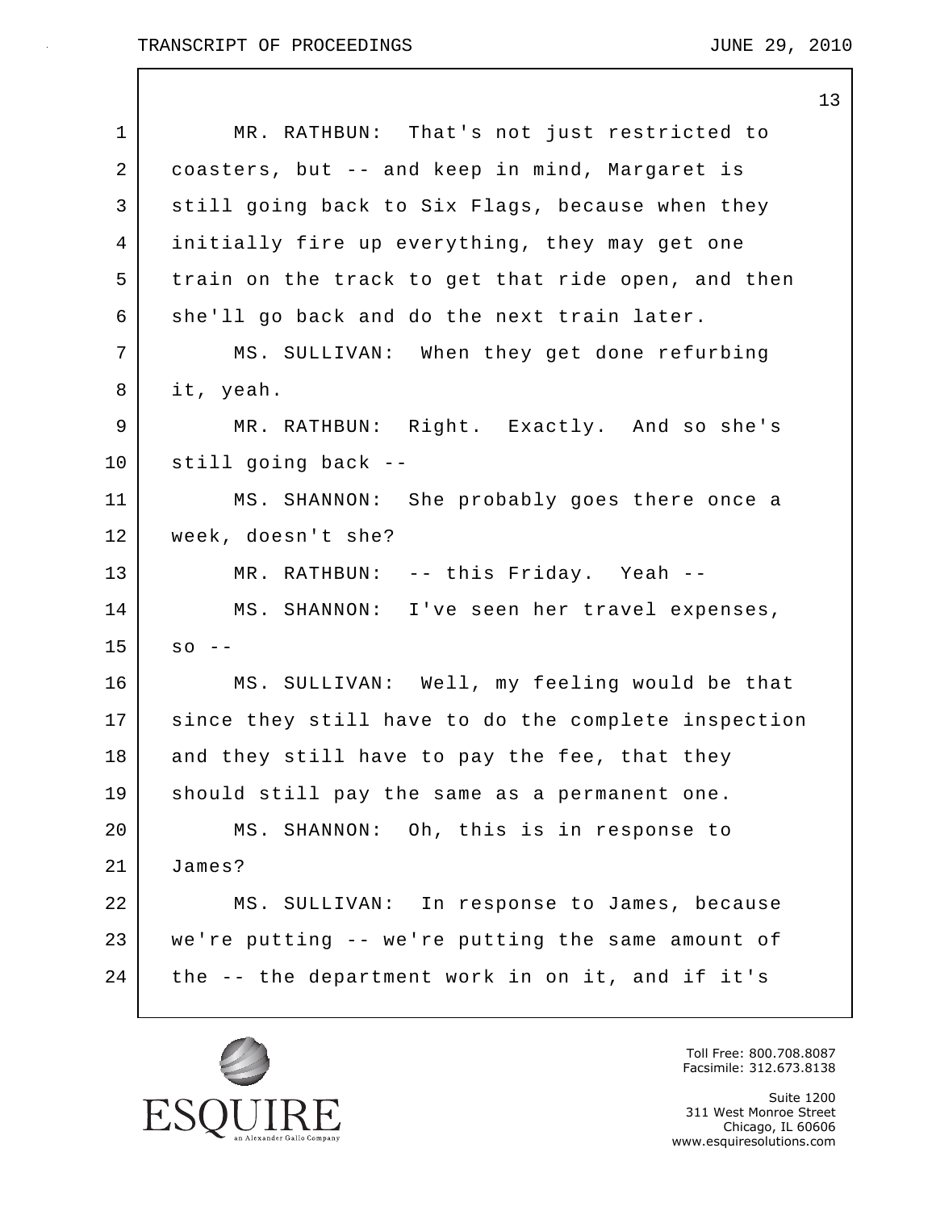MR. RATHBUN: That's not just restricted to coasters, but -- and keep in mind, Margaret is still going back to Six Flags, because when they initially fire up everything, they may get one train on the track to get that ride open, and then she'll go back and do the next train later.

MS. SULLIVAN: When they get done refurbing it, yeah.

MR. RATHBUN: Right. Exactly. And so she's still going back --

MS. SHANNON: She probably goes there once a week, doesn't she?

MR. RATHBUN: -- this Friday. Yeah --

MS. SHANNON: I've seen her travel expenses, so --

MS. SULLIVAN: Well, my feeling would be that since they still have to do the complete inspection and they still have to pay the fee, that they should still pay the same as a permanent one.

MS. SHANNON: Oh, this is in response to James?

MS. SULLIVAN: In response to James, because we're putting -- we're putting the same amount of the -- the department work in on it, and if it's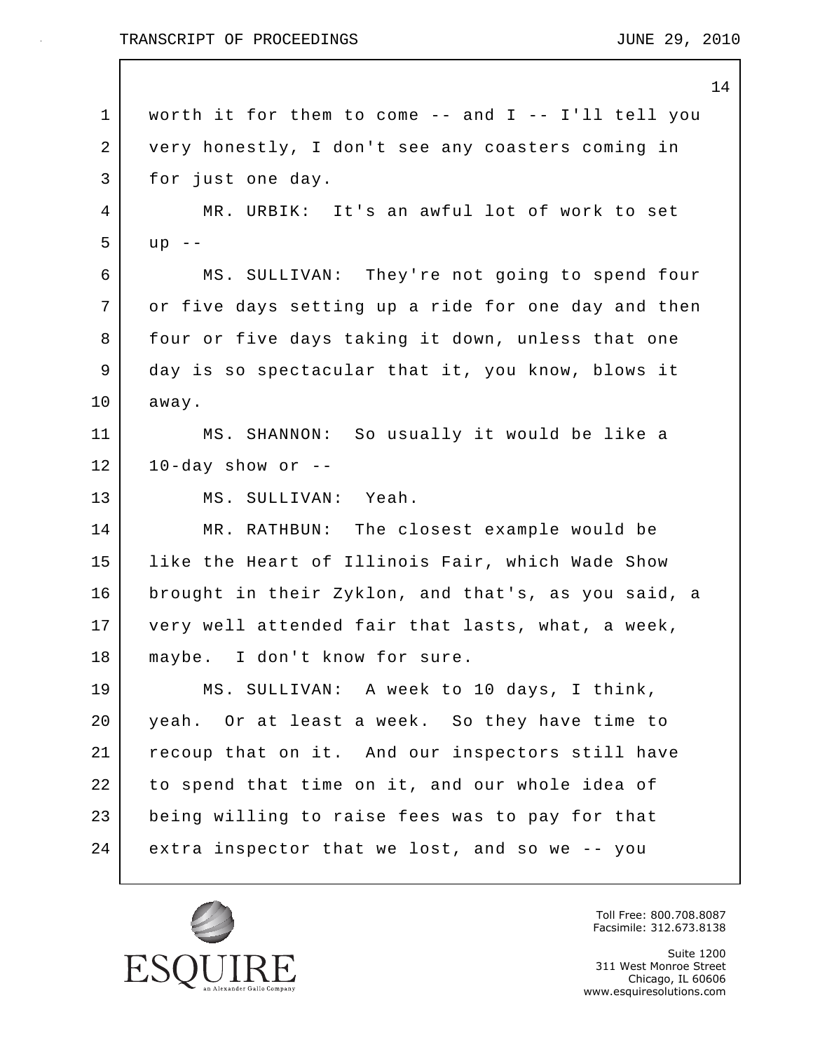worth it for them to come -- and I -- I'll tell you very honestly, I don't see any coasters coming in for just one day.

MR. URBIK: It's an awful lot of work to set up --

MS. SULLIVAN: They're not going to spend four or five days setting up a ride for one day and then four or five days taking it down, unless that one day is so spectacular that it, you know, blows it away.

MS. SHANNON: So usually it would be like a 10-day show or --

MS. SULLIVAN: Yeah.

MR. RATHBUN: The closest example would be like the Heart of Illinois Fair, which Wade Show brought in their Zyklon, and that's, as you said, a very well attended fair that lasts, what, a week, maybe. I don't know for sure.

MS. SULLIVAN: A week to 10 days, I think, yeah. Or at least a week. So they have time to recoup that on it. And our inspectors still have to spend that time on it, and our whole idea of being willing to raise fees was to pay for that extra inspector that we lost, and so we -- you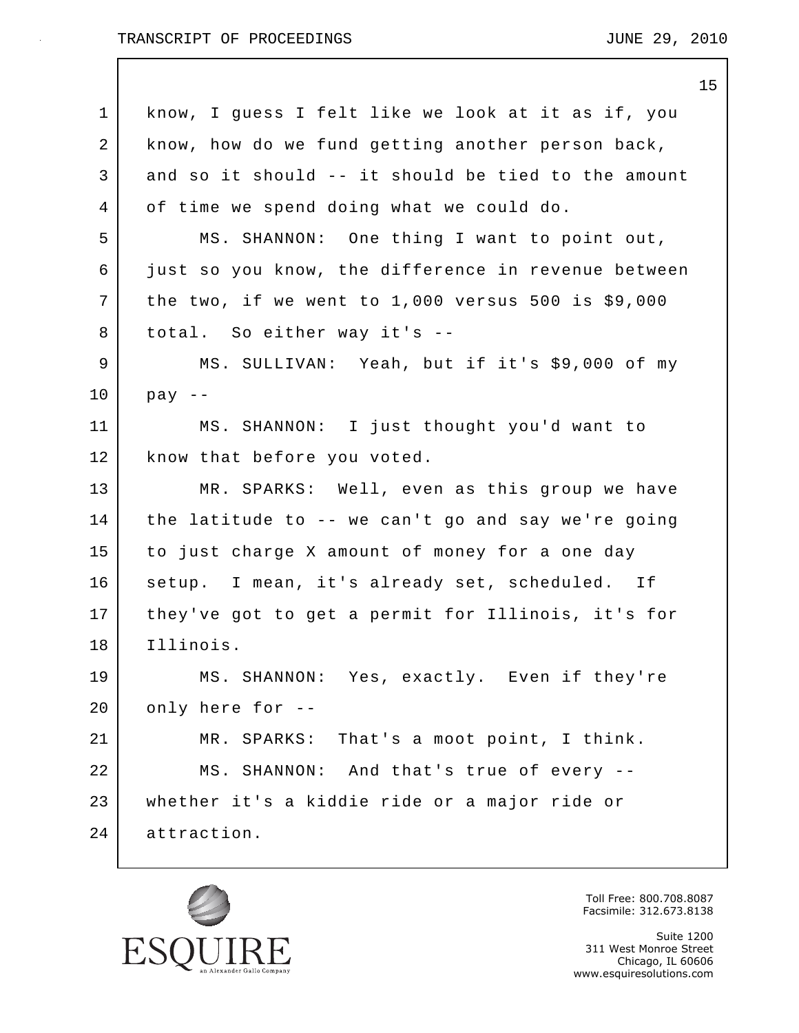know, I guess I felt like we look at it as if, you know, how do we fund getting another person back, and so it should -- it should be tied to the amount of time we spend doing what we could do.

MS. SHANNON: One thing I want to point out, just so you know, the difference in revenue between the two, if we went to 1,000 versus 500 is $9,000 total. So either way it's --

MS. SULLIVAN: Yeah, but if it's $9,000 of my pay --

MS. SHANNON: I just thought you'd want to know that before you voted.

MR. SPARKS: Well, even as this group we have the latitude to -- we can't go and say we're going to just charge X amount of money for a one day setup. I mean, it's already set, scheduled. If they've got to get a permit for Illinois, it's for Illinois.

MS. SHANNON: Yes, exactly. Even if they're only here for --

MR. SPARKS: That's a moot point, I think.

MS. SHANNON: And that's true of every -- whether it's a kiddie ride or a major ride or attraction.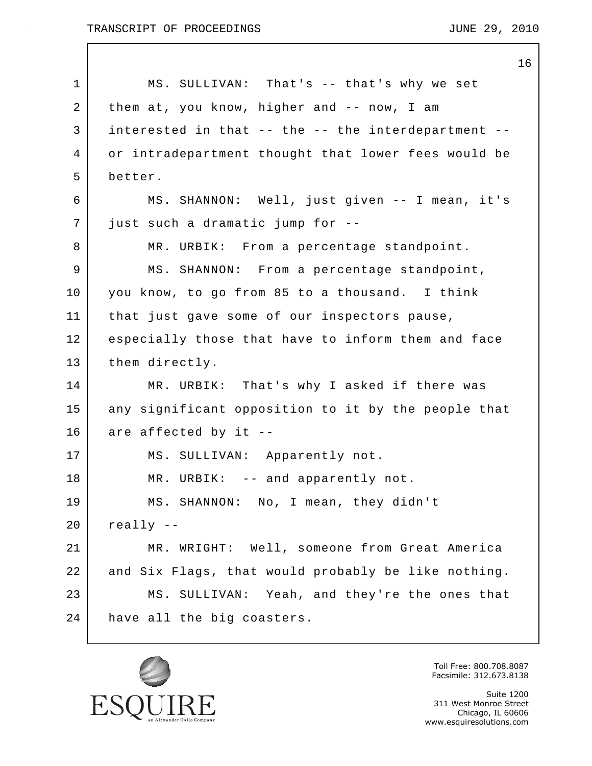1 MS. SULLIVAN: That's -- that's why we set
2 them at, you know, higher and -- now, I am
3 interested in that -- the -- the interdepartment --
4 or intradepartment thought that lower fees would be
5 better.
6 MS. SHANNON: Well, just given -- I mean, it's
7 just such a dramatic jump for --
8 MR. URBIK: From a percentage standpoint.
9 MS. SHANNON: From a percentage standpoint,
10 you know, to go from 85 to a thousand. I think
11 that just gave some of our inspectors pause,
12 especially those that have to inform them and face
13 them directly.
14 MR. URBIK: That's why I asked if there was
15 any significant opposition to it by the people that
16 are affected by it --
17 MS. SULLIVAN: Apparently not.
18 MR. URBIK: -- and apparently not.
19 MS. SHANNON: No, I mean, they didn't
20 really --
21 MR. WRIGHT: Well, someone from Great America
22 and Six Flags, that would probably be like nothing.
23 MS. SULLIVAN: Yeah, and they're the ones that
24 have all the big coasters.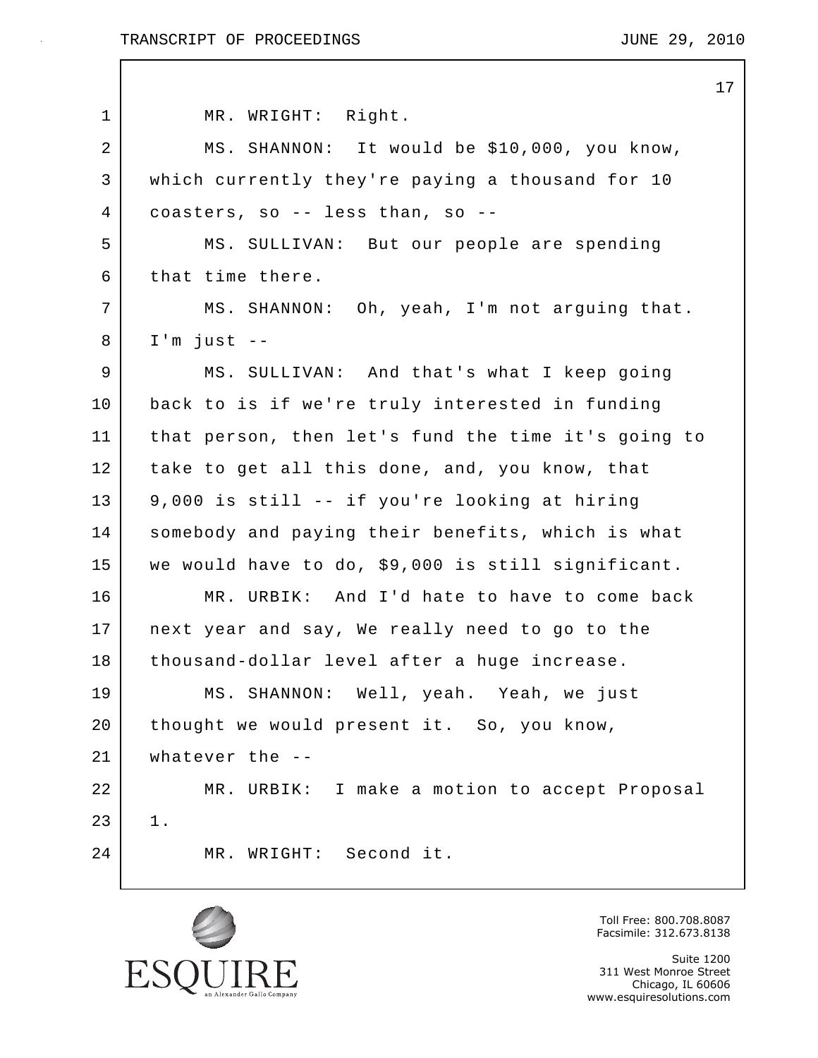MR. WRIGHT: Right.

MS. SHANNON: It would be $10,000, you know, which currently they're paying a thousand for 10 coasters, so -- less than, so --

MS. SULLIVAN: But our people are spending that time there.

MS. SHANNON: Oh, yeah, I'm not arguing that. I'm just --

MS. SULLIVAN: And that's what I keep going back to is if we're truly interested in funding that person, then let's fund the time it's going to take to get all this done, and, you know, that 9,000 is still -- if you're looking at hiring somebody and paying their benefits, which is what we would have to do, $9,000 is still significant.

MR. URBIK: And I'd hate to have to come back next year and say, We really need to go to the thousand-dollar level after a huge increase.

MS. SHANNON: Well, yeah. Yeah, we just thought we would present it. So, you know, whatever the --

MR. URBIK: I make a motion to accept Proposal 1.

MR. WRIGHT: Second it.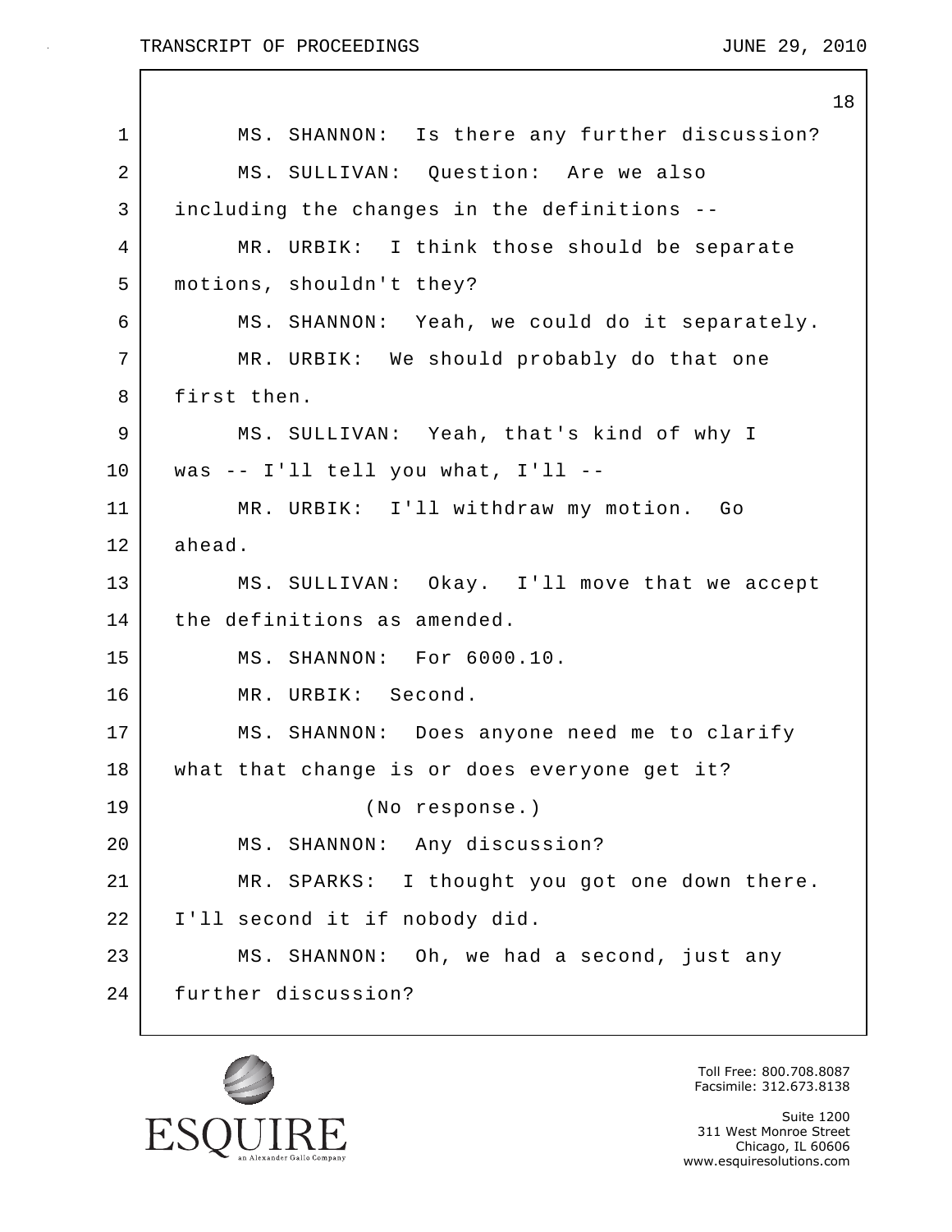MS. SHANNON: Is there any further discussion?

MS. SULLIVAN: Question: Are we also including the changes in the definitions --

MR. URBIK: I think those should be separate motions, shouldn't they?

MS. SHANNON: Yeah, we could do it separately.

MR. URBIK: We should probably do that one first then.

MS. SULLIVAN: Yeah, that's kind of why I was -- I'll tell you what, I'll --

MR. URBIK: I'll withdraw my motion. Go ahead.

MS. SULLIVAN: Okay. I'll move that we accept the definitions as amended.

MS. SHANNON: For 6000.10.

MR. URBIK: Second.

MS. SHANNON: Does anyone need me to clarify what that change is or does everyone get it?

(No response.)

MS. SHANNON: Any discussion?

MR. SPARKS: I thought you got one down there. I'll second it if nobody did.

MS. SHANNON: Oh, we had a second, just any further discussion?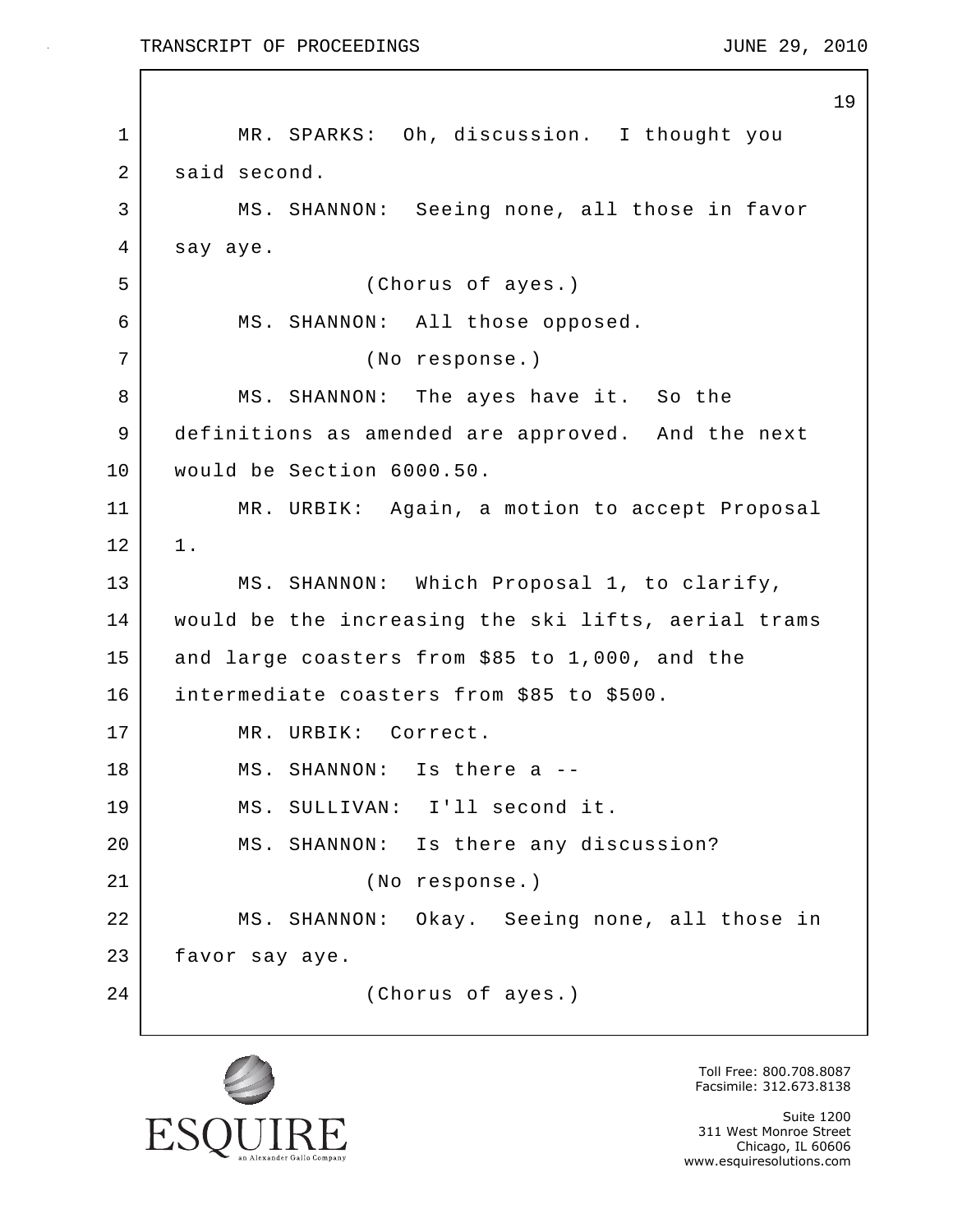MR. SPARKS: Oh, discussion. I thought you said second.

MS. SHANNON: Seeing none, all those in favor say aye.

(Chorus of ayes.)

MS. SHANNON: All those opposed.

(No response.)

MS. SHANNON: The ayes have it. So the definitions as amended are approved. And the next would be Section 6000.50.

MR. URBIK: Again, a motion to accept Proposal 1.

MS. SHANNON: Which Proposal 1, to clarify, would be the increasing the ski lifts, aerial trams and large coasters from $85 to 1,000, and the intermediate coasters from $85 to $500.

MR. URBIK: Correct.

MS. SHANNON: Is there a --

MS. SULLIVAN: I'll second it.

MS. SHANNON: Is there any discussion?

(No response.)

MS. SHANNON: Okay. Seeing none, all those in favor say aye.

(Chorus of ayes.)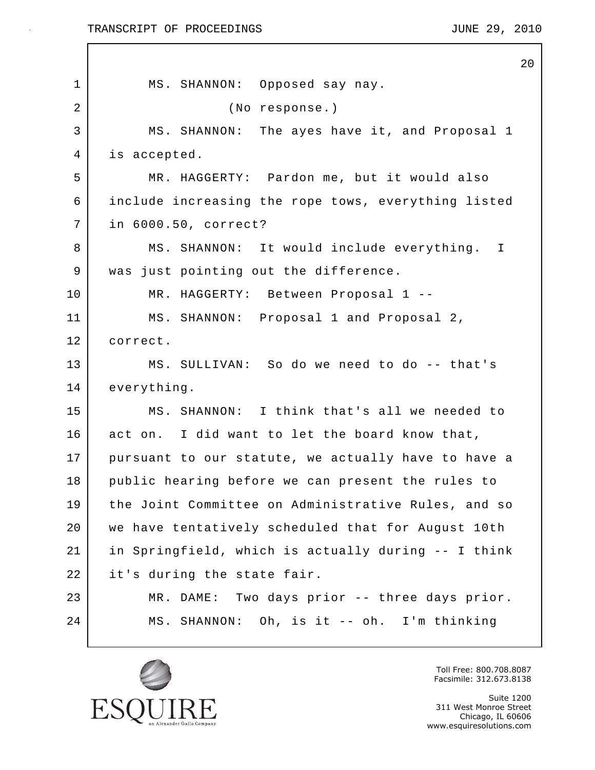MS. SHANNON: Opposed say nay.

(No response.)

MS. SHANNON: The ayes have it, and Proposal 1 is accepted.

MR. HAGGERTY: Pardon me, but it would also include increasing the rope tows, everything listed in 6000.50, correct?

MS. SHANNON: It would include everything. I was just pointing out the difference.

MR. HAGGERTY: Between Proposal 1 --

MS. SHANNON: Proposal 1 and Proposal 2, correct.

MS. SULLIVAN: So do we need to do -- that's everything.

MS. SHANNON: I think that's all we needed to act on. I did want to let the board know that, pursuant to our statute, we actually have to have a public hearing before we can present the rules to the Joint Committee on Administrative Rules, and so we have tentatively scheduled that for August 10th in Springfield, which is actually during -- I think it's during the state fair.

MR. DAME: Two days prior -- three days prior.

MS. SHANNON: Oh, is it -- oh. I'm thinking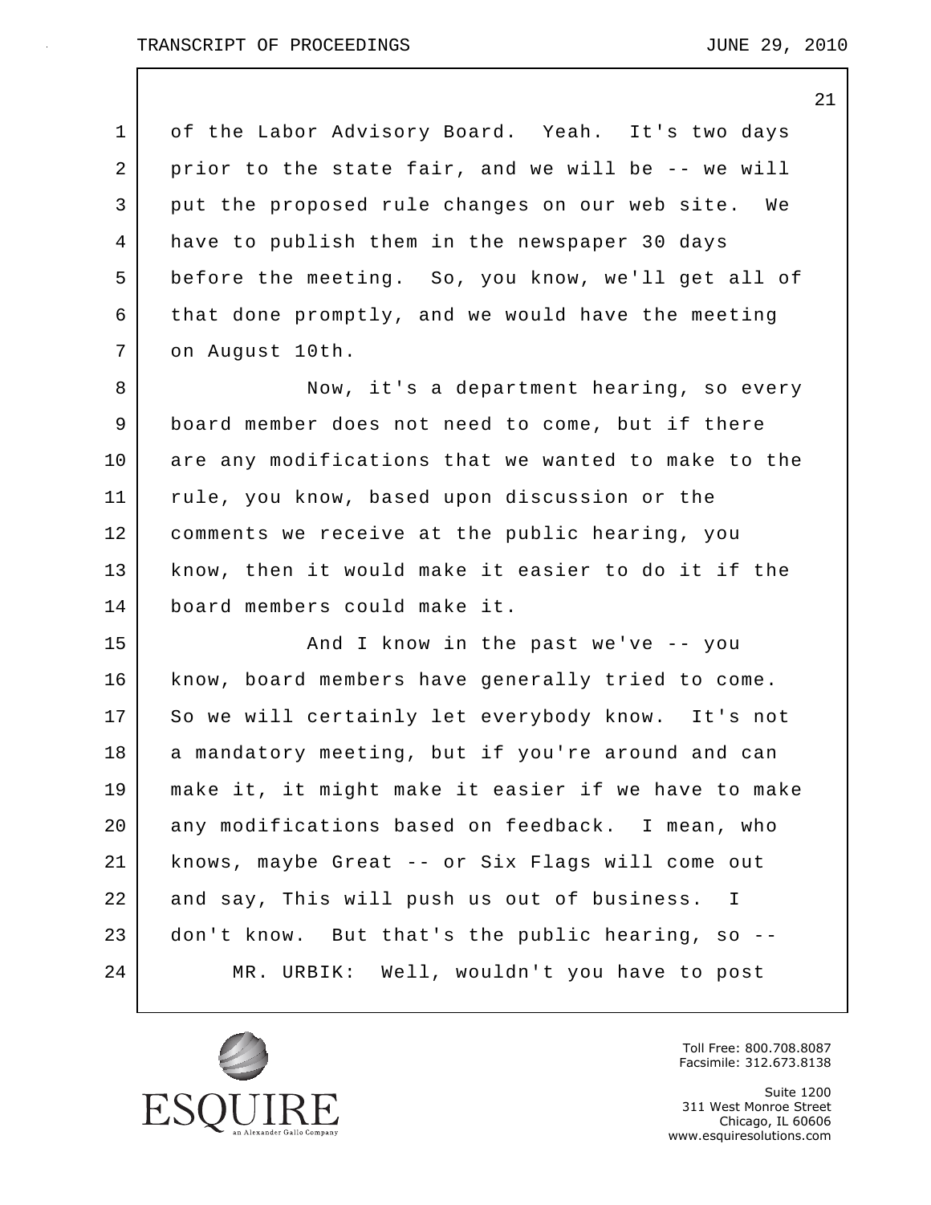of the Labor Advisory Board. Yeah. It's two days prior to the state fair, and we will be -- we will put the proposed rule changes on our web site. We have to publish them in the newspaper 30 days before the meeting. So, you know, we'll get all of that done promptly, and we would have the meeting on August 10th.

Now, it's a department hearing, so every board member does not need to come, but if there are any modifications that we wanted to make to the rule, you know, based upon discussion or the comments we receive at the public hearing, you know, then it would make it easier to do it if the board members could make it.

And I know in the past we've -- you know, board members have generally tried to come. So we will certainly let everybody know. It's not a mandatory meeting, but if you're around and can make it, it might make it easier if we have to make any modifications based on feedback. I mean, who knows, maybe Great -- or Six Flags will come out and say, This will push us out of business. I don't know. But that's the public hearing, so --

MR. URBIK: Well, wouldn't you have to post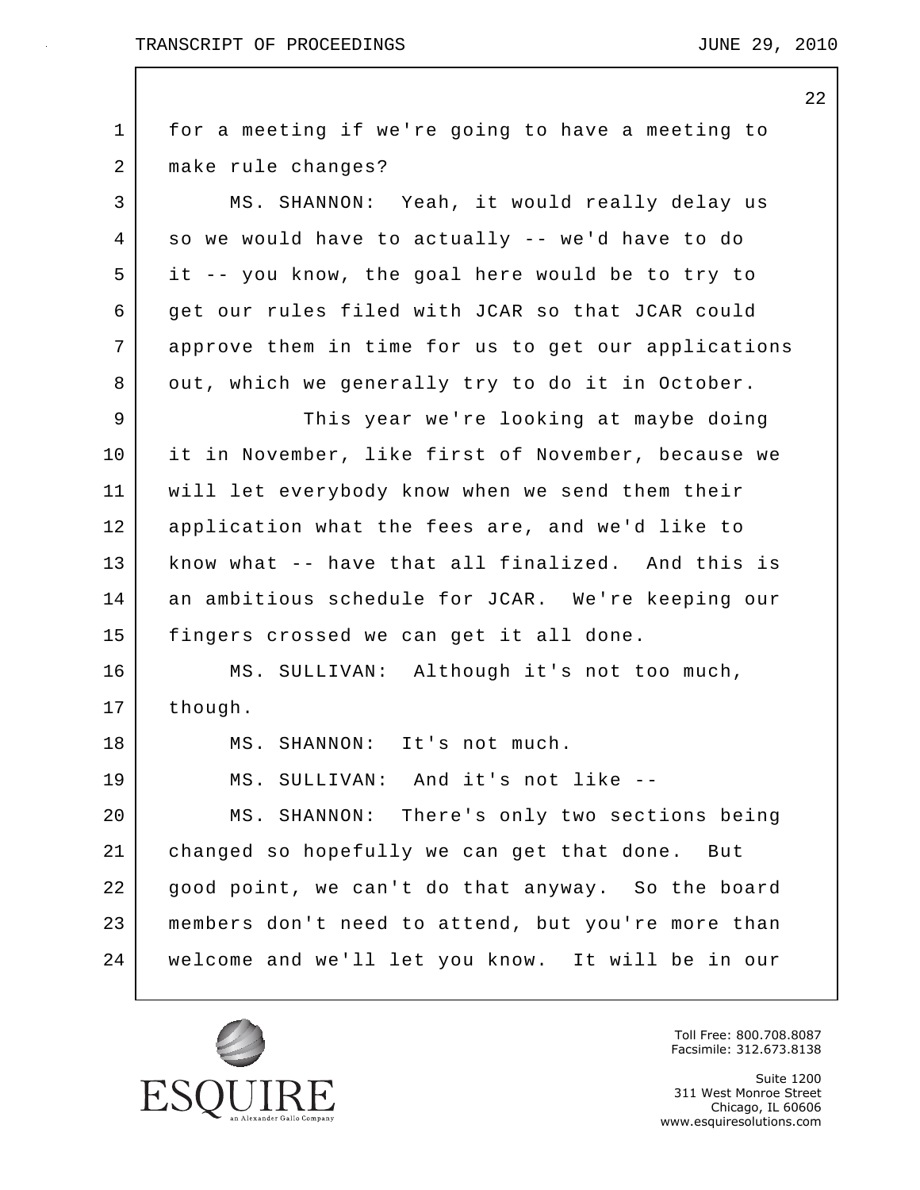for a meeting if we're going to have a meeting to make rule changes?

MS. SHANNON: Yeah, it would really delay us so we would have to actually -- we'd have to do it -- you know, the goal here would be to try to get our rules filed with JCAR so that JCAR could approve them in time for us to get our applications out, which we generally try to do it in October.

This year we're looking at maybe doing it in November, like first of November, because we will let everybody know when we send them their application what the fees are, and we'd like to know what -- have that all finalized. And this is an ambitious schedule for JCAR. We're keeping our fingers crossed we can get it all done.

MS. SULLIVAN: Although it's not too much, though.

MS. SHANNON: It's not much.

MS. SULLIVAN: And it's not like --

MS. SHANNON: There's only two sections being changed so hopefully we can get that done. But good point, we can't do that anyway. So the board members don't need to attend, but you're more than welcome and we'll let you know. It will be in our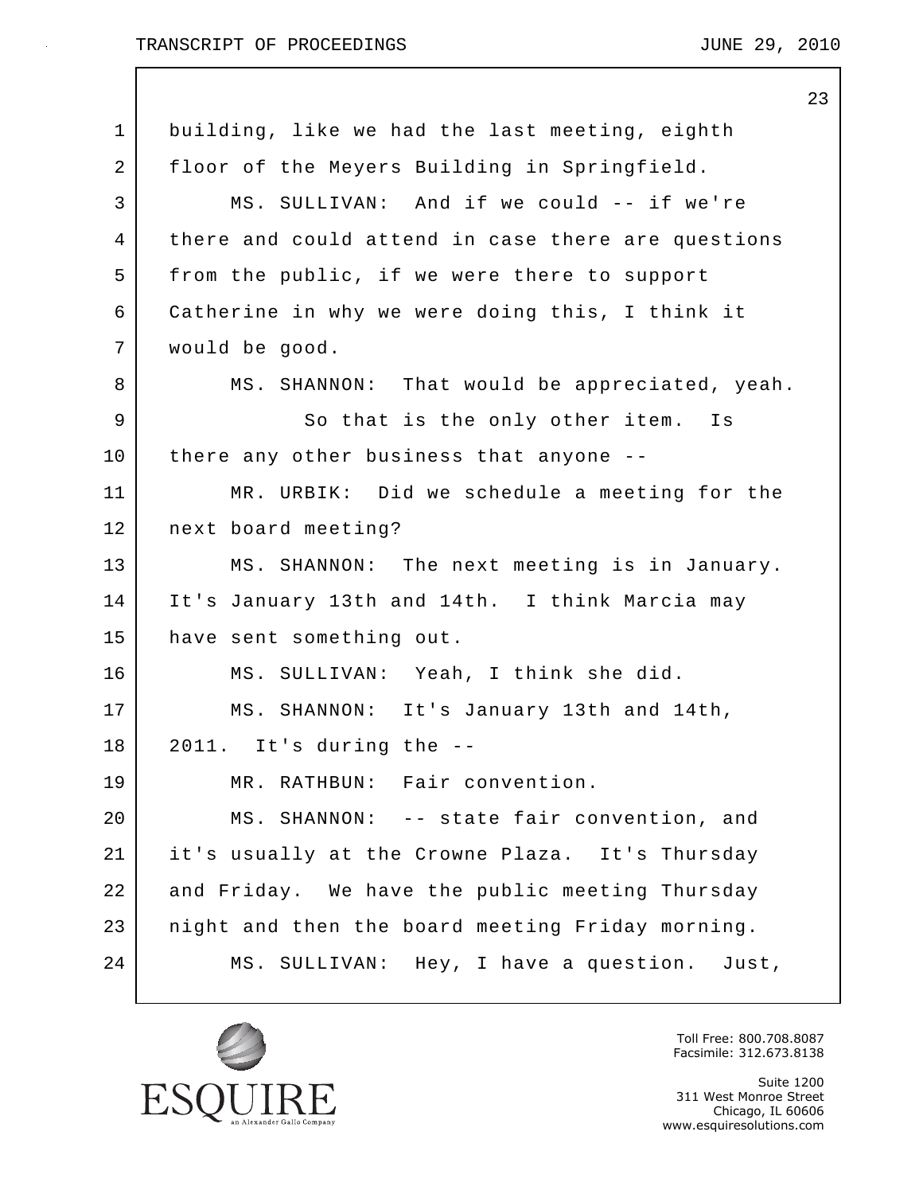building, like we had the last meeting, eighth floor of the Meyers Building in Springfield.

MS. SULLIVAN: And if we could -- if we're there and could attend in case there are questions from the public, if we were there to support Catherine in why we were doing this, I think it would be good.

MS. SHANNON: That would be appreciated, yeah.

So that is the only other item. Is there any other business that anyone --

MR. URBIK: Did we schedule a meeting for the next board meeting?

MS. SHANNON: The next meeting is in January. It's January 13th and 14th. I think Marcia may have sent something out.

MS. SULLIVAN: Yeah, I think she did.

MS. SHANNON: It's January 13th and 14th, 2011. It's during the --

MR. RATHBUN: Fair convention.

MS. SHANNON: -- state fair convention, and it's usually at the Crowne Plaza. It's Thursday and Friday. We have the public meeting Thursday night and then the board meeting Friday morning.

MS. SULLIVAN: Hey, I have a question. Just,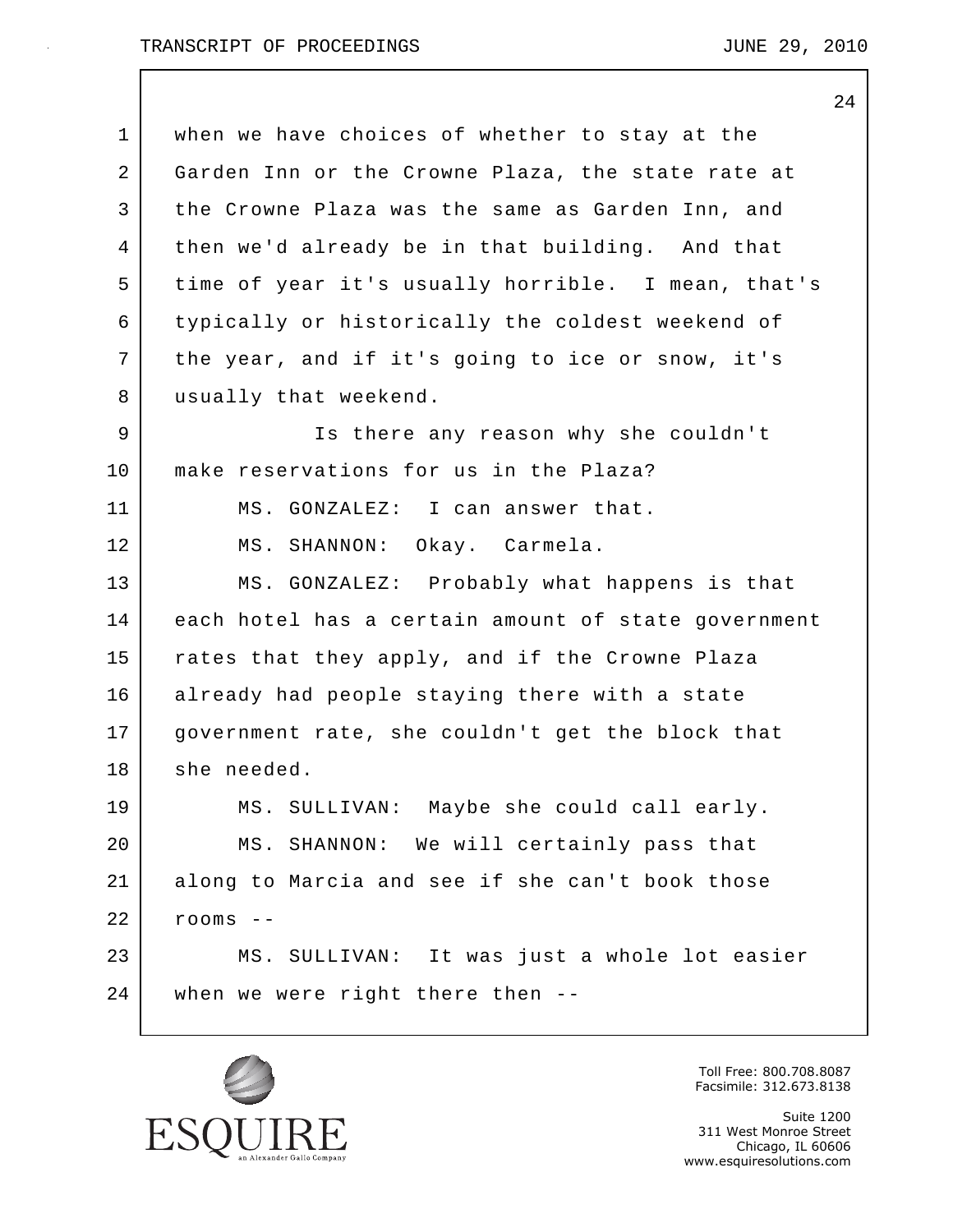when we have choices of whether to stay at the Garden Inn or the Crowne Plaza, the state rate at the Crowne Plaza was the same as Garden Inn, and then we'd already be in that building. And that time of year it's usually horrible. I mean, that's typically or historically the coldest weekend of the year, and if it's going to ice or snow, it's usually that weekend.

Is there any reason why she couldn't make reservations for us in the Plaza?

MS. GONZALEZ: I can answer that.

MS. SHANNON: Okay. Carmela.

MS. GONZALEZ: Probably what happens is that each hotel has a certain amount of state government rates that they apply, and if the Crowne Plaza already had people staying there with a state government rate, she couldn't get the block that she needed.

MS. SULLIVAN: Maybe she could call early.

MS. SHANNON: We will certainly pass that along to Marcia and see if she can't book those rooms --

MS. SULLIVAN: It was just a whole lot easier when we were right there then --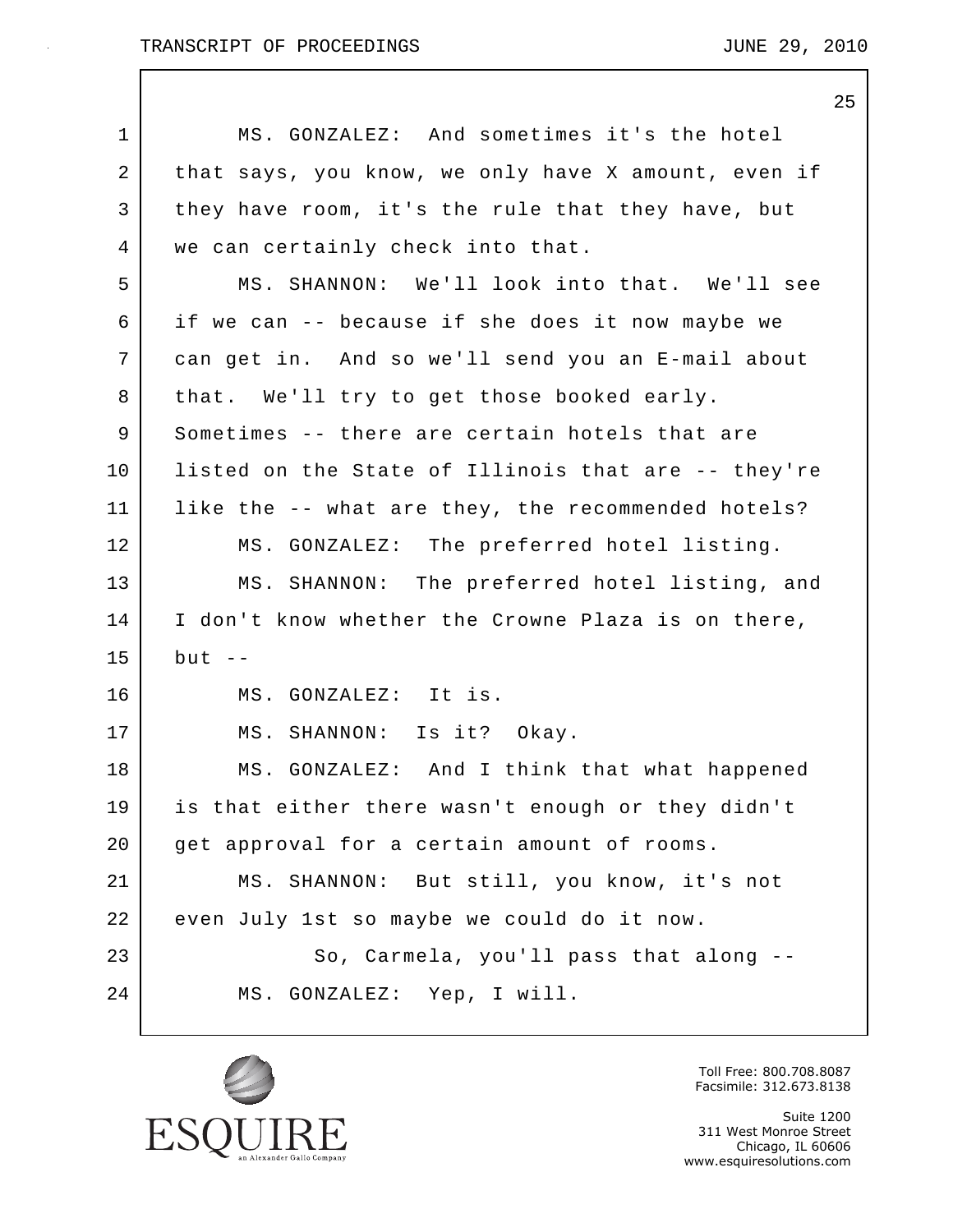MS. GONZALEZ: And sometimes it's the hotel that says, you know, we only have X amount, even if they have room, it's the rule that they have, but we can certainly check into that.

MS. SHANNON: We'll look into that. We'll see if we can -- because if she does it now maybe we can get in. And so we'll send you an E-mail about that. We'll try to get those booked early. Sometimes -- there are certain hotels that are listed on the State of Illinois that are -- they're like the -- what are they, the recommended hotels?

MS. GONZALEZ: The preferred hotel listing.

MS. SHANNON: The preferred hotel listing, and I don't know whether the Crowne Plaza is on there, but --

MS. GONZALEZ: It is.

MS. SHANNON: Is it? Okay.

MS. GONZALEZ: And I think that what happened is that either there wasn't enough or they didn't get approval for a certain amount of rooms.

MS. SHANNON: But still, you know, it's not even July 1st so maybe we could do it now.

So, Carmela, you'll pass that along --

MS. GONZALEZ: Yep, I will.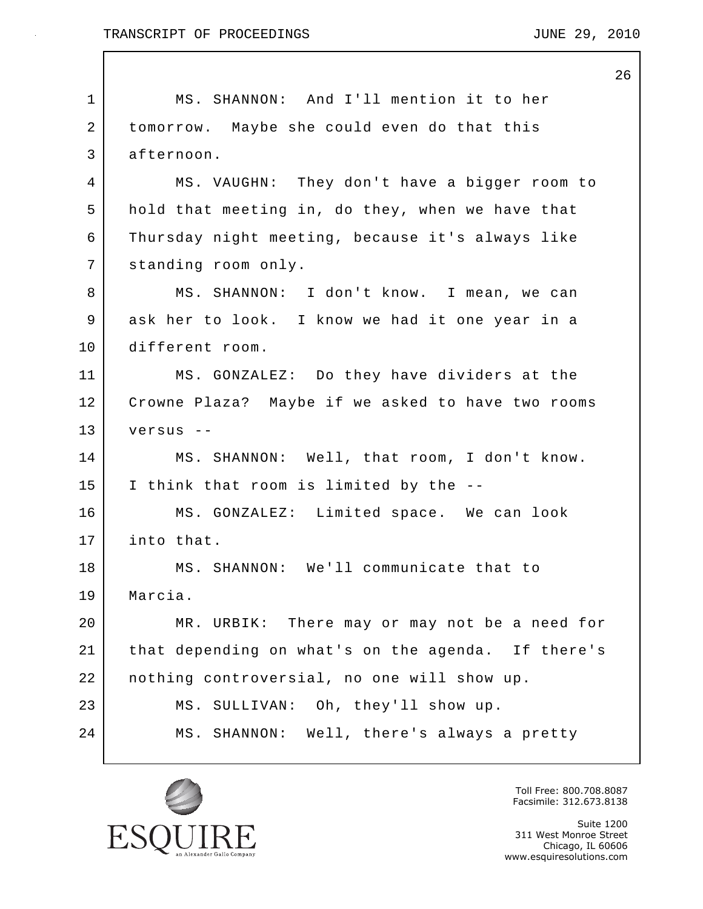MS. SHANNON: And I'll mention it to her tomorrow. Maybe she could even do that this afternoon.

MS. VAUGHN: They don't have a bigger room to hold that meeting in, do they, when we have that Thursday night meeting, because it's always like standing room only.

MS. SHANNON: I don't know. I mean, we can ask her to look. I know we had it one year in a different room.

MS. GONZALEZ: Do they have dividers at the Crowne Plaza? Maybe if we asked to have two rooms versus --

MS. SHANNON: Well, that room, I don't know. I think that room is limited by the --

MS. GONZALEZ: Limited space. We can look into that.

MS. SHANNON: We'll communicate that to Marcia.

MR. URBIK: There may or may not be a need for that depending on what's on the agenda. If there's nothing controversial, no one will show up.

MS. SULLIVAN: Oh, they'll show up.

MS. SHANNON: Well, there's always a pretty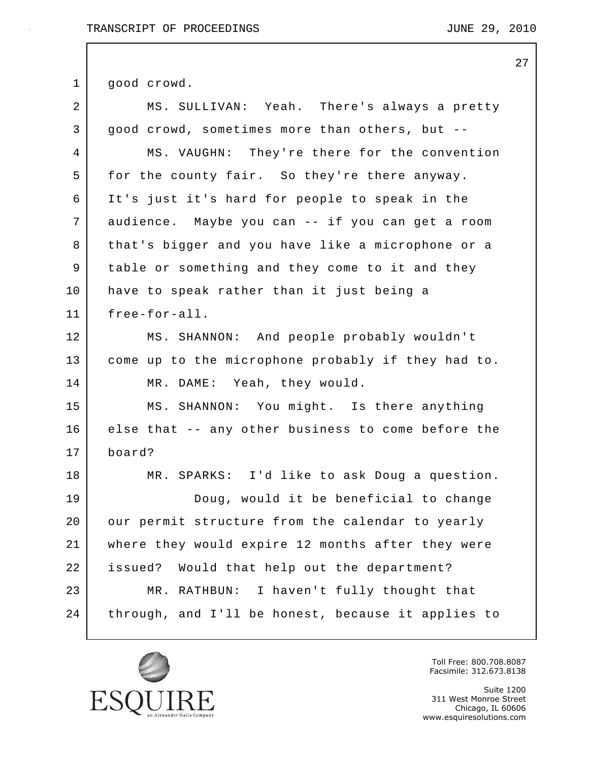good crowd.

MS. SULLIVAN: Yeah. There's always a pretty good crowd, sometimes more than others, but --

MS. VAUGHN: They're there for the convention for the county fair. So they're there anyway. It's just it's hard for people to speak in the audience. Maybe you can -- if you can get a room that's bigger and you have like a microphone or a table or something and they come to it and they have to speak rather than it just being a free-for-all.

MS. SHANNON: And people probably wouldn't come up to the microphone probably if they had to.

MR. DAME: Yeah, they would.

MS. SHANNON: You might. Is there anything else that -- any other business to come before the board?

MR. SPARKS: I'd like to ask Doug a question.

Doug, would it be beneficial to change our permit structure from the calendar to yearly where they would expire 12 months after they were issued? Would that help out the department?

MR. RATHBUN: I haven't fully thought that through, and I'll be honest, because it applies to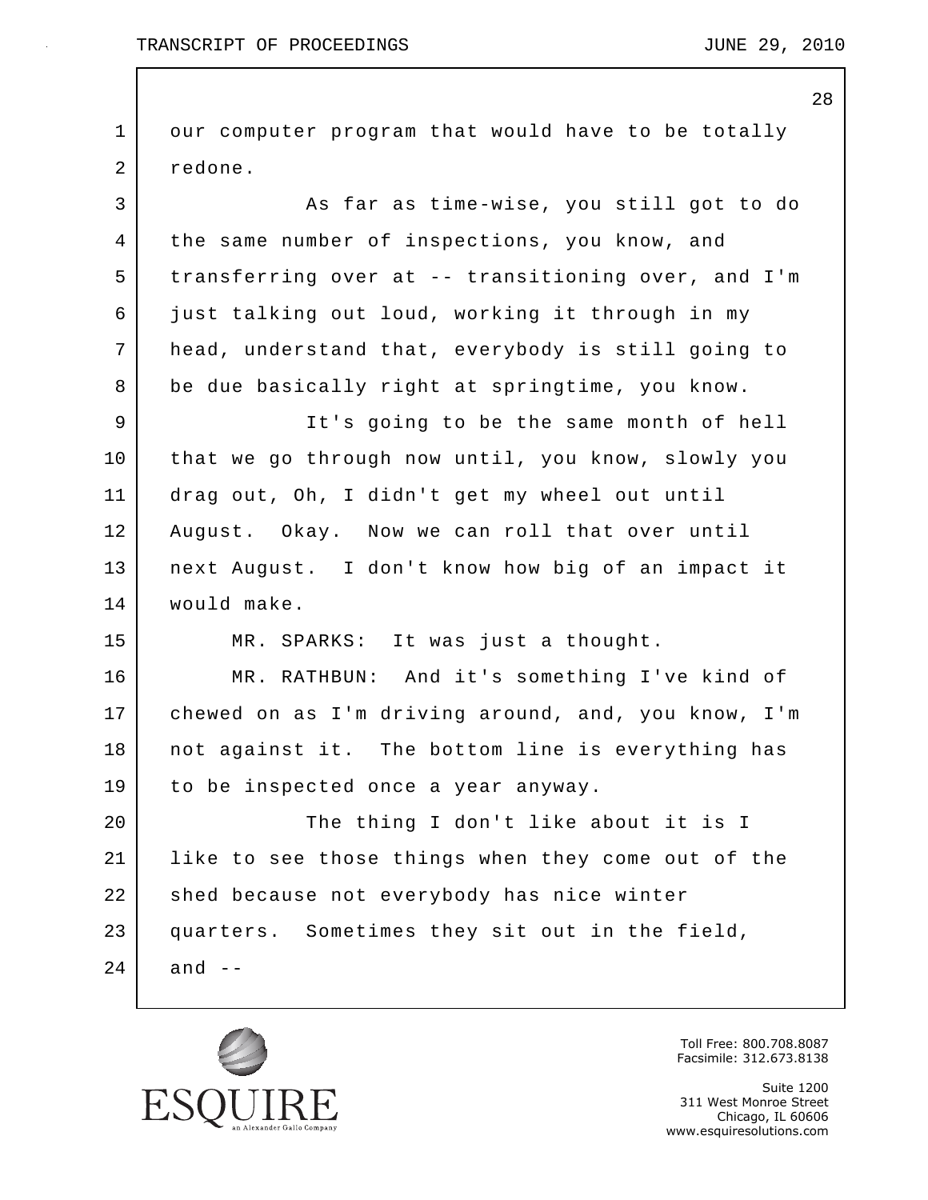our computer program that would have to be totally redone.

As far as time-wise, you still got to do the same number of inspections, you know, and transferring over at -- transitioning over, and I'm just talking out loud, working it through in my head, understand that, everybody is still going to be due basically right at springtime, you know.

It's going to be the same month of hell that we go through now until, you know, slowly you drag out, Oh, I didn't get my wheel out until August. Okay. Now we can roll that over until next August. I don't know how big of an impact it would make.

MR. SPARKS: It was just a thought.

MR. RATHBUN: And it's something I've kind of chewed on as I'm driving around, and, you know, I'm not against it. The bottom line is everything has to be inspected once a year anyway.

The thing I don't like about it is I like to see those things when they come out of the shed because not everybody has nice winter quarters. Sometimes they sit out in the field, and --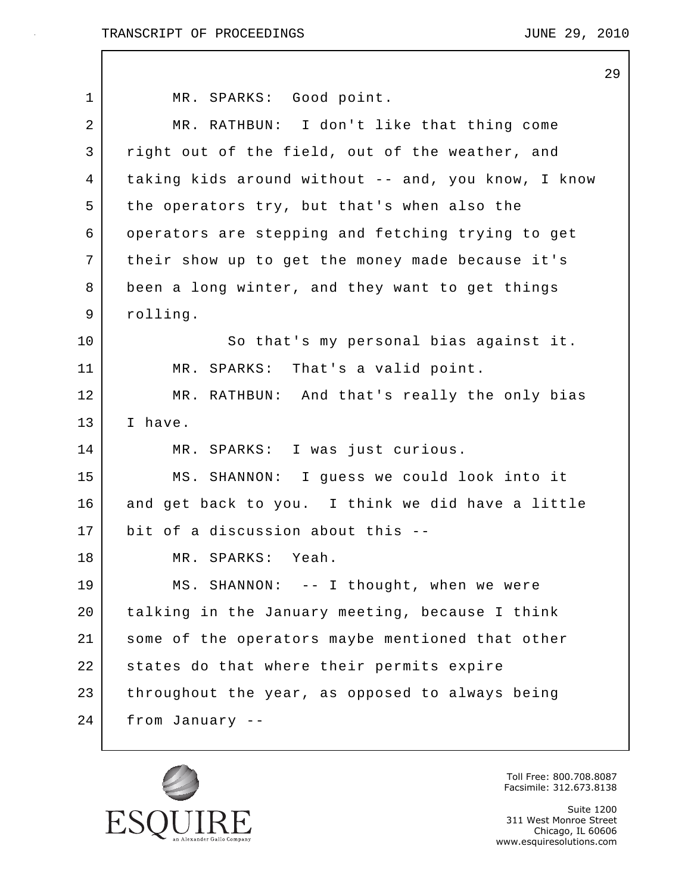MR. SPARKS: Good point.

MR. RATHBUN: I don't like that thing come right out of the field, out of the weather, and taking kids around without -- and, you know, I know the operators try, but that's when also the operators are stepping and fetching trying to get their show up to get the money made because it's been a long winter, and they want to get things rolling.

So that's my personal bias against it.

MR. SPARKS: That's a valid point.

MR. RATHBUN: And that's really the only bias I have.

MR. SPARKS: I was just curious.

MS. SHANNON: I guess we could look into it and get back to you. I think we did have a little bit of a discussion about this --

MR. SPARKS: Yeah.

MS. SHANNON: -- I thought, when we were talking in the January meeting, because I think some of the operators maybe mentioned that other states do that where their permits expire throughout the year, as opposed to always being from January --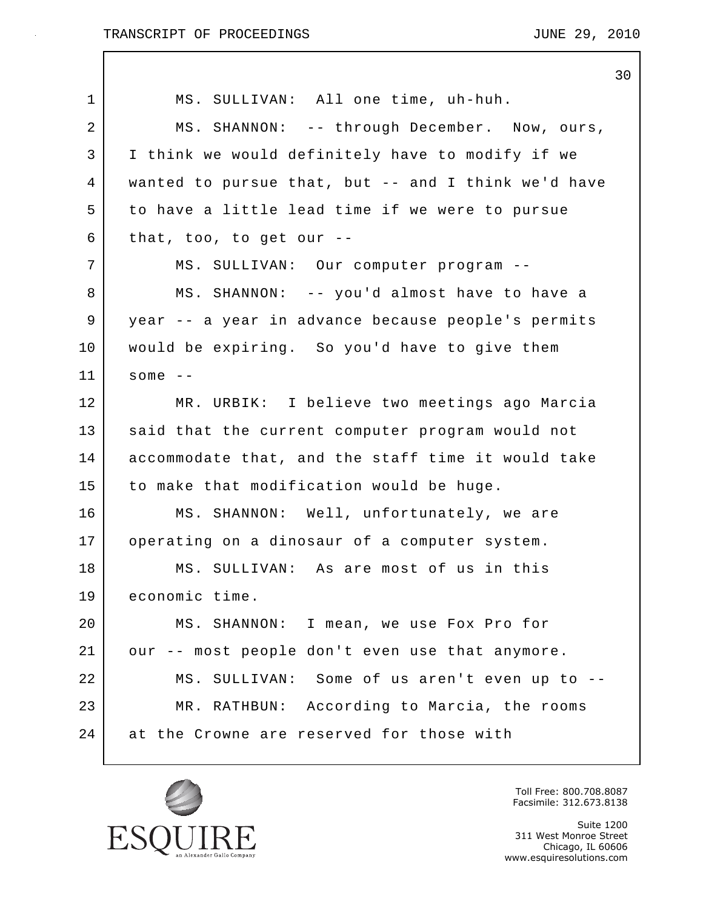MS. SULLIVAN: All one time, uh-huh.

MS. SHANNON: -- through December. Now, ours, I think we would definitely have to modify if we wanted to pursue that, but -- and I think we'd have to have a little lead time if we were to pursue that, too, to get our --

MS. SULLIVAN: Our computer program --

MS. SHANNON: -- you'd almost have to have a year -- a year in advance because people's permits would be expiring. So you'd have to give them some --

MR. URBIK: I believe two meetings ago Marcia said that the current computer program would not accommodate that, and the staff time it would take to make that modification would be huge.

MS. SHANNON: Well, unfortunately, we are operating on a dinosaur of a computer system.

MS. SULLIVAN: As are most of us in this economic time.

MS. SHANNON: I mean, we use Fox Pro for our -- most people don't even use that anymore.

MS. SULLIVAN: Some of us aren't even up to --

MR. RATHBUN: According to Marcia, the rooms at the Crowne are reserved for those with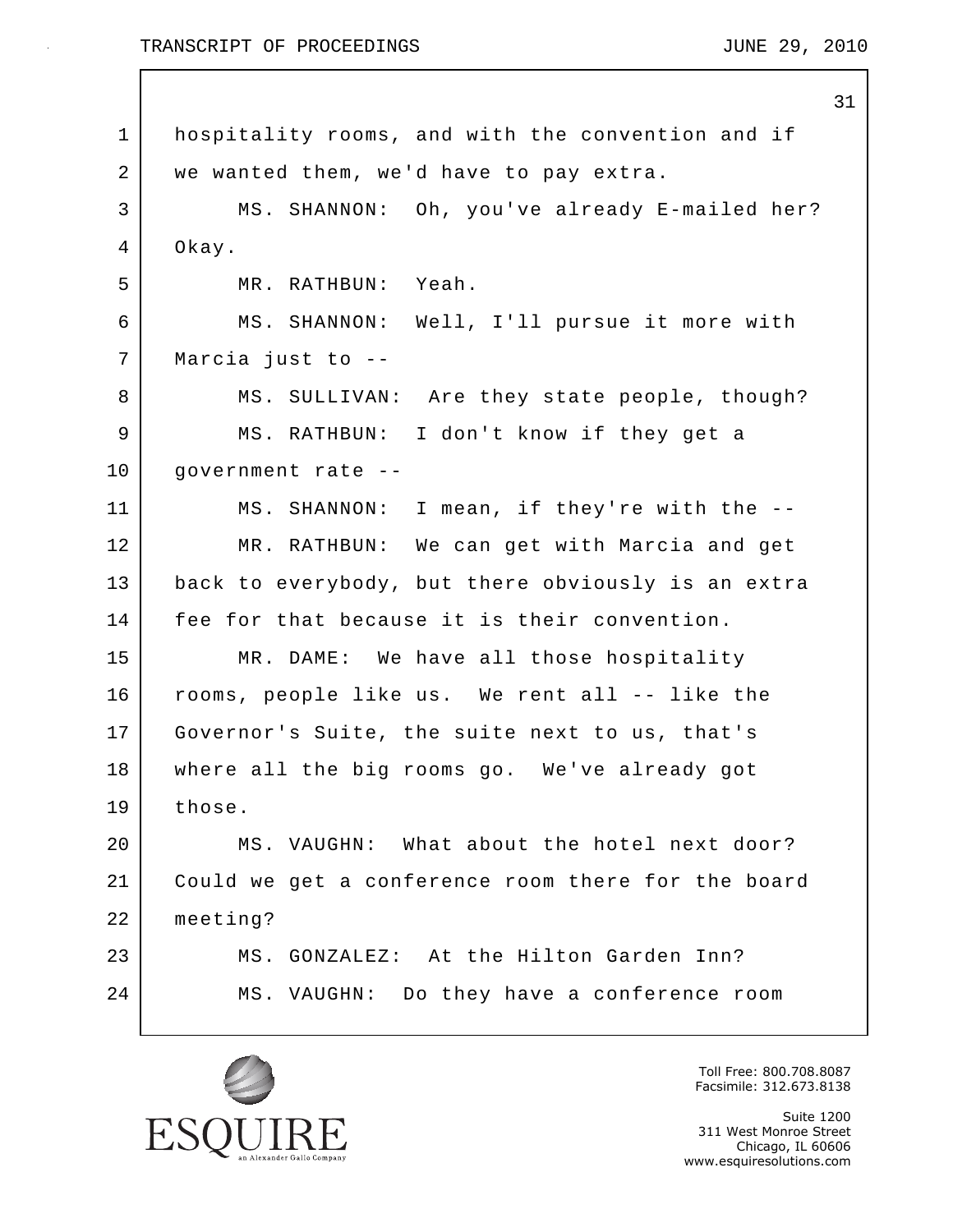hospitality rooms, and with the convention and if we wanted them, we'd have to pay extra.

MS. SHANNON: Oh, you've already E-mailed her? Okay.

MR. RATHBUN: Yeah.

MS. SHANNON: Well, I'll pursue it more with Marcia just to --

MS. SULLIVAN: Are they state people, though?

MS. RATHBUN: I don't know if they get a government rate --

MS. SHANNON: I mean, if they're with the --

MR. RATHBUN: We can get with Marcia and get back to everybody, but there obviously is an extra fee for that because it is their convention.

MR. DAME: We have all those hospitality rooms, people like us. We rent all -- like the Governor's Suite, the suite next to us, that's where all the big rooms go. We've already got those.

MS. VAUGHN: What about the hotel next door? Could we get a conference room there for the board meeting?

MS. GONZALEZ: At the Hilton Garden Inn?

MS. VAUGHN: Do they have a conference room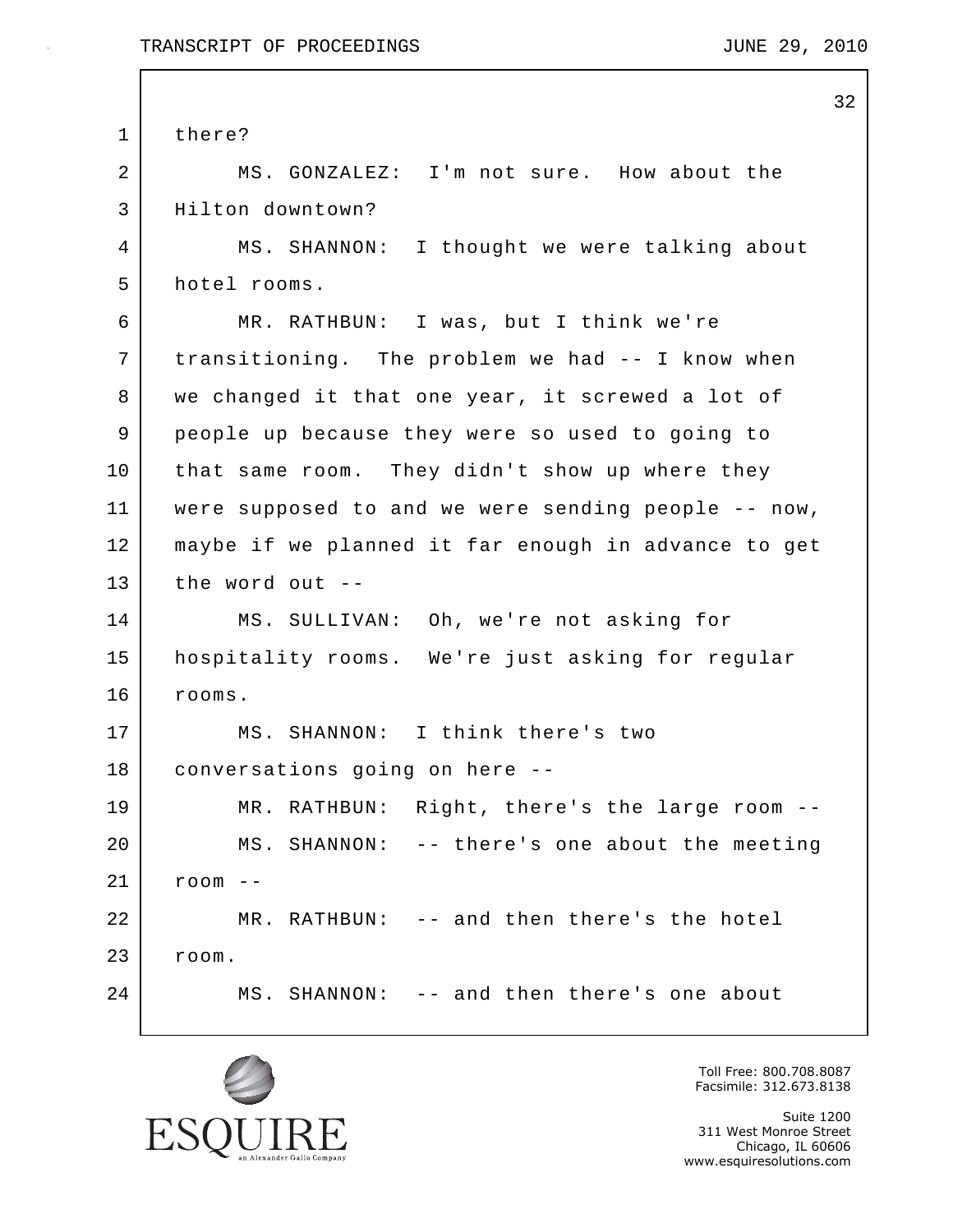there?

MS. GONZALEZ: I'm not sure. How about the Hilton downtown?

MS. SHANNON: I thought we were talking about hotel rooms.

MR. RATHBUN: I was, but I think we're transitioning. The problem we had -- I know when we changed it that one year, it screwed a lot of people up because they were so used to going to that same room. They didn't show up where they were supposed to and we were sending people -- now, maybe if we planned it far enough in advance to get the word out --

MS. SULLIVAN: Oh, we're not asking for hospitality rooms. We're just asking for regular rooms.

MS. SHANNON: I think there's two conversations going on here --

MR. RATHBUN: Right, there's the large room --

MS. SHANNON: -- there's one about the meeting room --

MR. RATHBUN: -- and then there's the hotel room.

MS. SHANNON: -- and then there's one about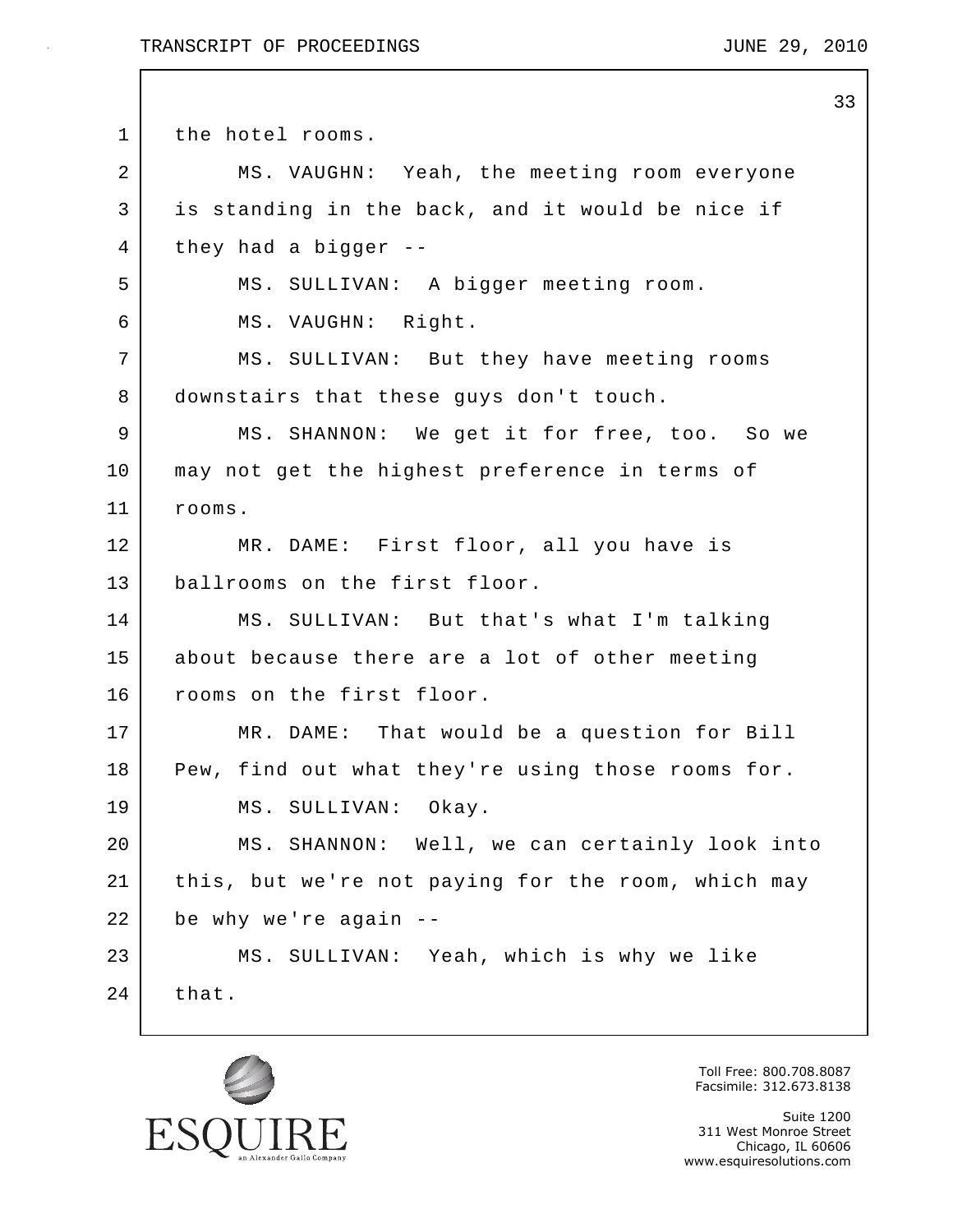the hotel rooms.

MS. VAUGHN: Yeah, the meeting room everyone is standing in the back, and it would be nice if they had a bigger --

MS. SULLIVAN: A bigger meeting room.

MS. VAUGHN: Right.

MS. SULLIVAN: But they have meeting rooms downstairs that these guys don't touch.

MS. SHANNON: We get it for free, too. So we may not get the highest preference in terms of rooms.

MR. DAME: First floor, all you have is ballrooms on the first floor.

MS. SULLIVAN: But that's what I'm talking about because there are a lot of other meeting rooms on the first floor.

MR. DAME: That would be a question for Bill Pew, find out what they're using those rooms for.

MS. SULLIVAN: Okay.

MS. SHANNON: Well, we can certainly look into this, but we're not paying for the room, which may be why we're again --

MS. SULLIVAN: Yeah, which is why we like that.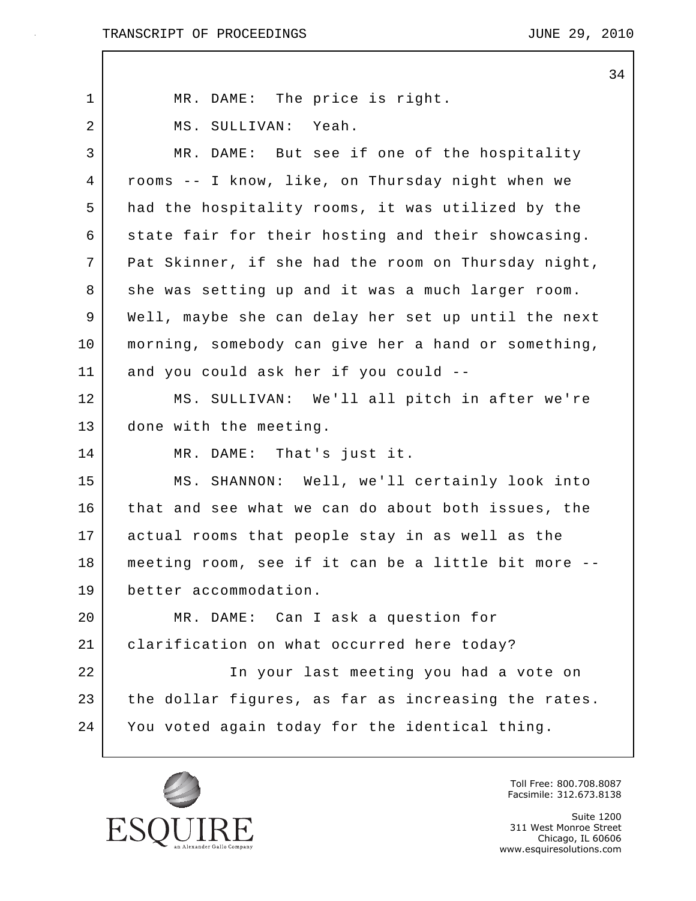MR. DAME: The price is right.

MS. SULLIVAN: Yeah.

MR. DAME: But see if one of the hospitality rooms -- I know, like, on Thursday night when we had the hospitality rooms, it was utilized by the state fair for their hosting and their showcasing. Pat Skinner, if she had the room on Thursday night, she was setting up and it was a much larger room. Well, maybe she can delay her set up until the next morning, somebody can give her a hand or something, and you could ask her if you could --

MS. SULLIVAN: We'll all pitch in after we're done with the meeting.

MR. DAME: That's just it.

MS. SHANNON: Well, we'll certainly look into that and see what we can do about both issues, the actual rooms that people stay in as well as the meeting room, see if it can be a little bit more -- better accommodation.

MR. DAME: Can I ask a question for clarification on what occurred here today?

In your last meeting you had a vote on the dollar figures, as far as increasing the rates. You voted again today for the identical thing.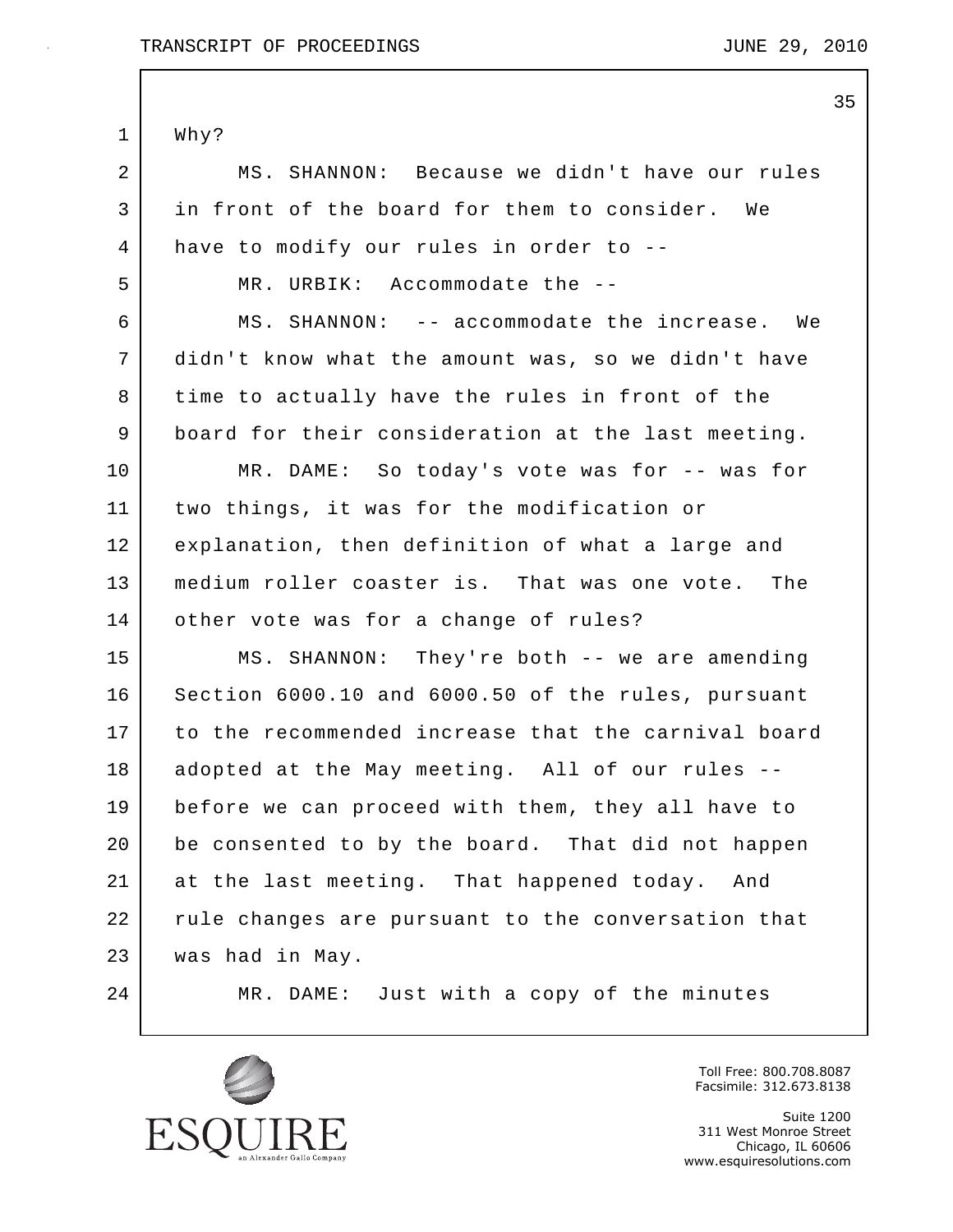Why?

MS. SHANNON: Because we didn't have our rules in front of the board for them to consider. We have to modify our rules in order to --

MR. URBIK: Accommodate the --

MS. SHANNON: -- accommodate the increase. We didn't know what the amount was, so we didn't have time to actually have the rules in front of the board for their consideration at the last meeting.

MR. DAME: So today's vote was for -- was for two things, it was for the modification or explanation, then definition of what a large and medium roller coaster is. That was one vote. The other vote was for a change of rules?

MS. SHANNON: They're both -- we are amending Section 6000.10 and 6000.50 of the rules, pursuant to the recommended increase that the carnival board adopted at the May meeting. All of our rules -- before we can proceed with them, they all have to be consented to by the board. That did not happen at the last meeting. That happened today. And rule changes are pursuant to the conversation that was had in May.

MR. DAME: Just with a copy of the minutes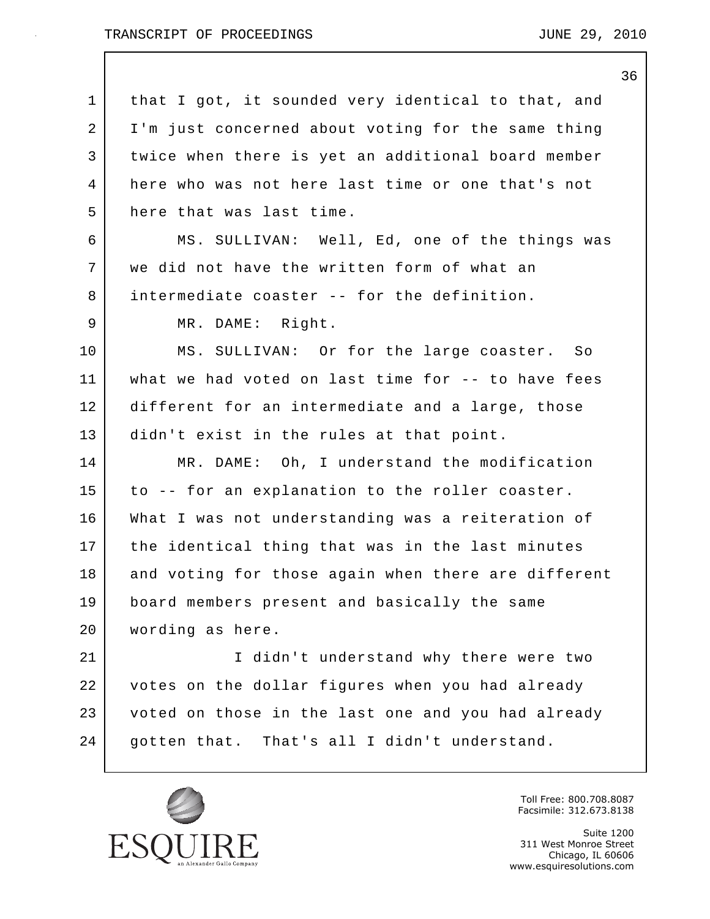that I got, it sounded very identical to that, and I'm just concerned about voting for the same thing twice when there is yet an additional board member here who was not here last time or one that's not here that was last time.

MS. SULLIVAN: Well, Ed, one of the things was we did not have the written form of what an intermediate coaster -- for the definition.

MR. DAME: Right.

MS. SULLIVAN: Or for the large coaster. So what we had voted on last time for -- to have fees different for an intermediate and a large, those didn't exist in the rules at that point.

MR. DAME: Oh, I understand the modification to -- for an explanation to the roller coaster. What I was not understanding was a reiteration of the identical thing that was in the last minutes and voting for those again when there are different board members present and basically the same wording as here.

I didn't understand why there were two votes on the dollar figures when you had already voted on those in the last one and you had already gotten that. That's all I didn't understand.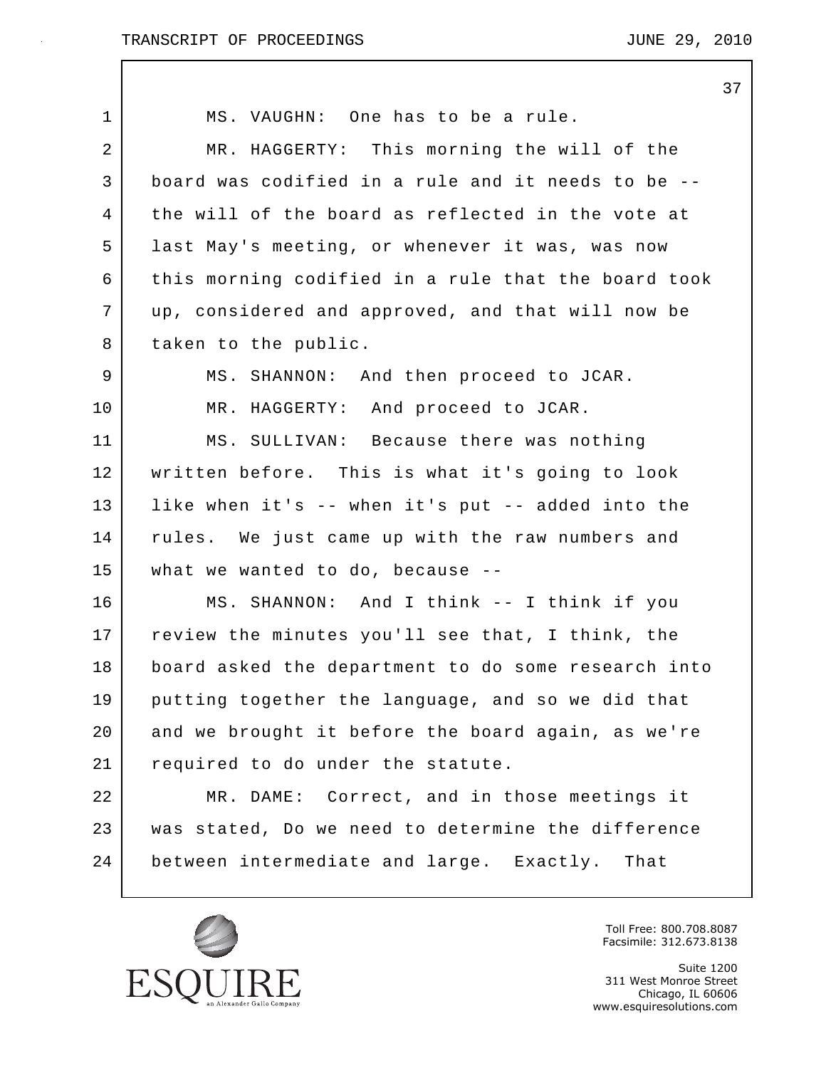MS. VAUGHN: One has to be a rule.

MR. HAGGERTY: This morning the will of the board was codified in a rule and it needs to be -- the will of the board as reflected in the vote at last May's meeting, or whenever it was, was now this morning codified in a rule that the board took up, considered and approved, and that will now be taken to the public.

MS. SHANNON: And then proceed to JCAR.

MR. HAGGERTY: And proceed to JCAR.

MS. SULLIVAN: Because there was nothing written before. This is what it's going to look like when it's -- when it's put -- added into the rules. We just came up with the raw numbers and what we wanted to do, because --

MS. SHANNON: And I think -- I think if you review the minutes you'll see that, I think, the board asked the department to do some research into putting together the language, and so we did that and we brought it before the board again, as we're required to do under the statute.

MR. DAME: Correct, and in those meetings it was stated, Do we need to determine the difference between intermediate and large. Exactly. That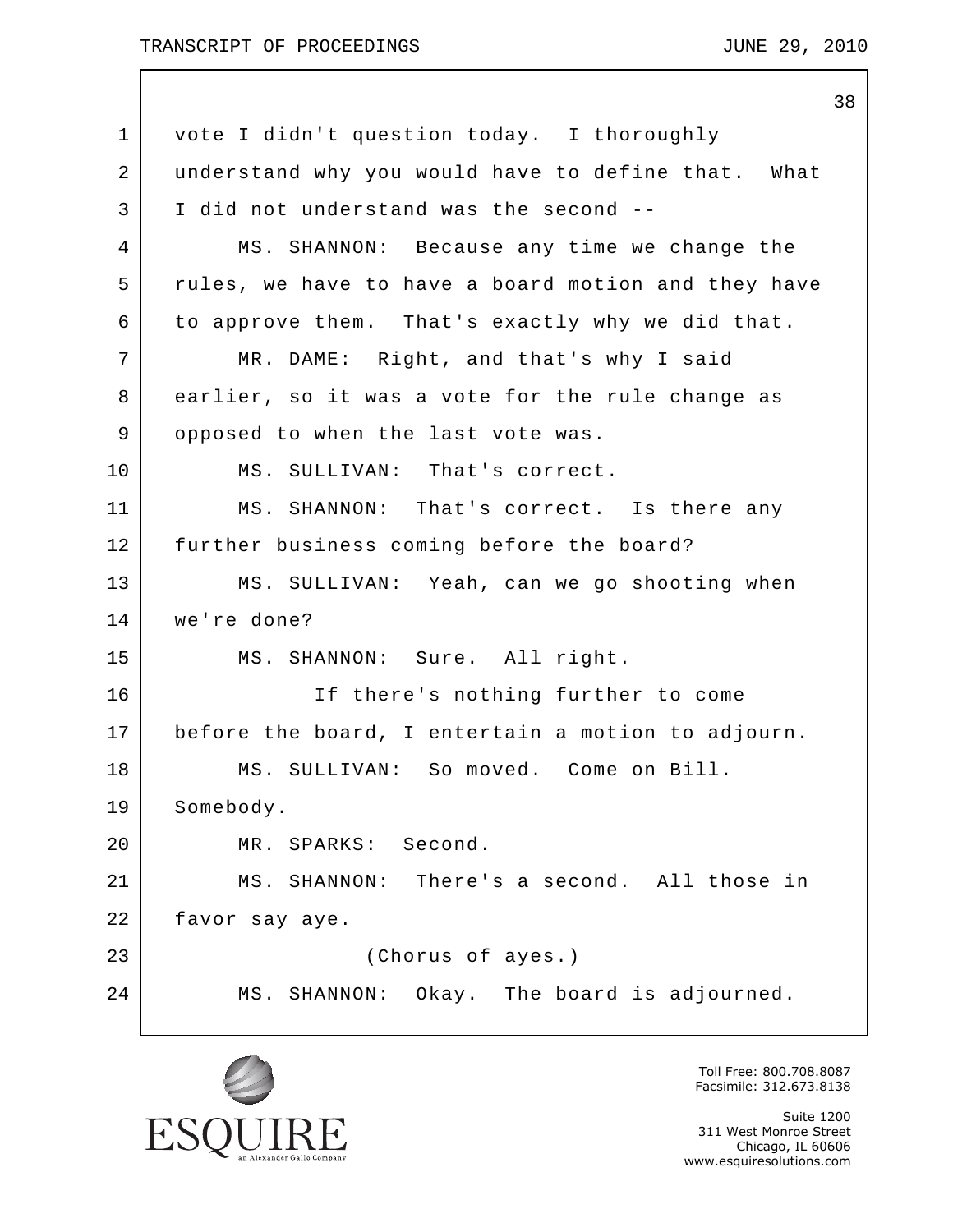vote I didn't question today. I thoroughly understand why you would have to define that. What I did not understand was the second --

MS. SHANNON: Because any time we change the rules, we have to have a board motion and they have to approve them. That's exactly why we did that.

MR. DAME: Right, and that's why I said earlier, so it was a vote for the rule change as opposed to when the last vote was.

MS. SULLIVAN: That's correct.

MS. SHANNON: That's correct. Is there any further business coming before the board?

MS. SULLIVAN: Yeah, can we go shooting when we're done?

MS. SHANNON: Sure. All right.

If there's nothing further to come before the board, I entertain a motion to adjourn.

MS. SULLIVAN: So moved. Come on Bill. Somebody.

MR. SPARKS: Second.

MS. SHANNON: There's a second. All those in favor say aye.

(Chorus of ayes.)

MS. SHANNON: Okay. The board is adjourned.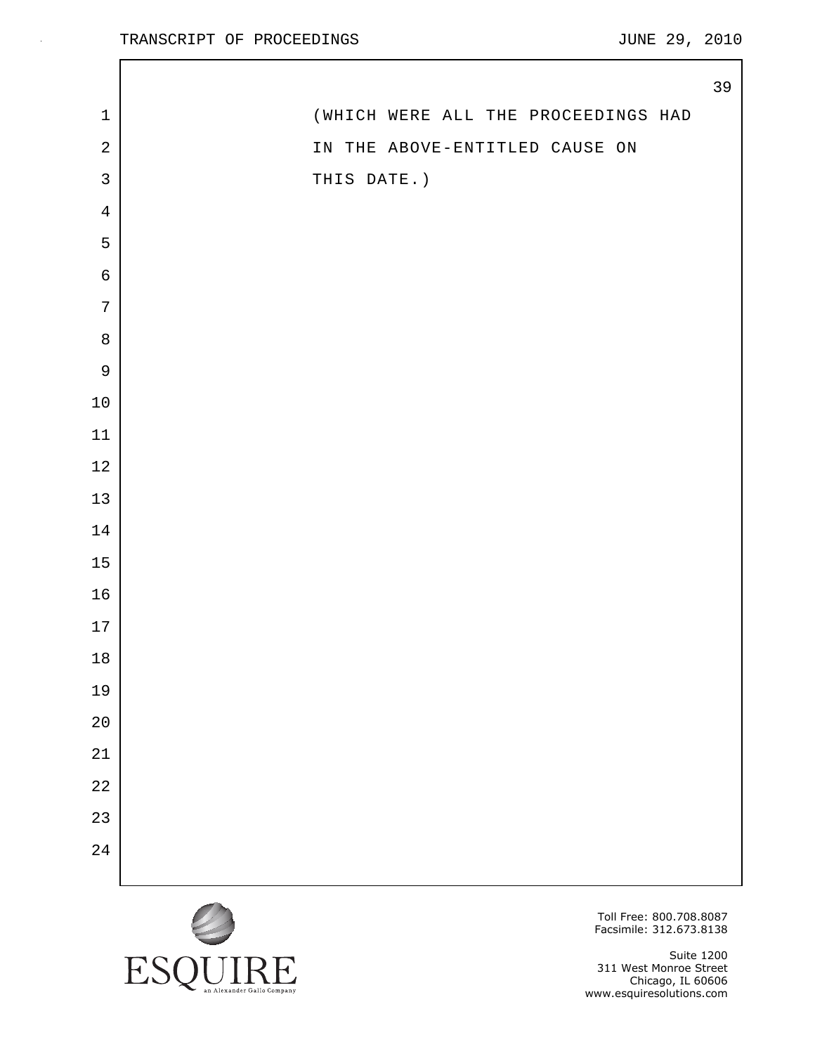(WHICH WERE ALL THE PROCEEDINGS HAD IN THE ABOVE-ENTITLED CAUSE ON THIS DATE.)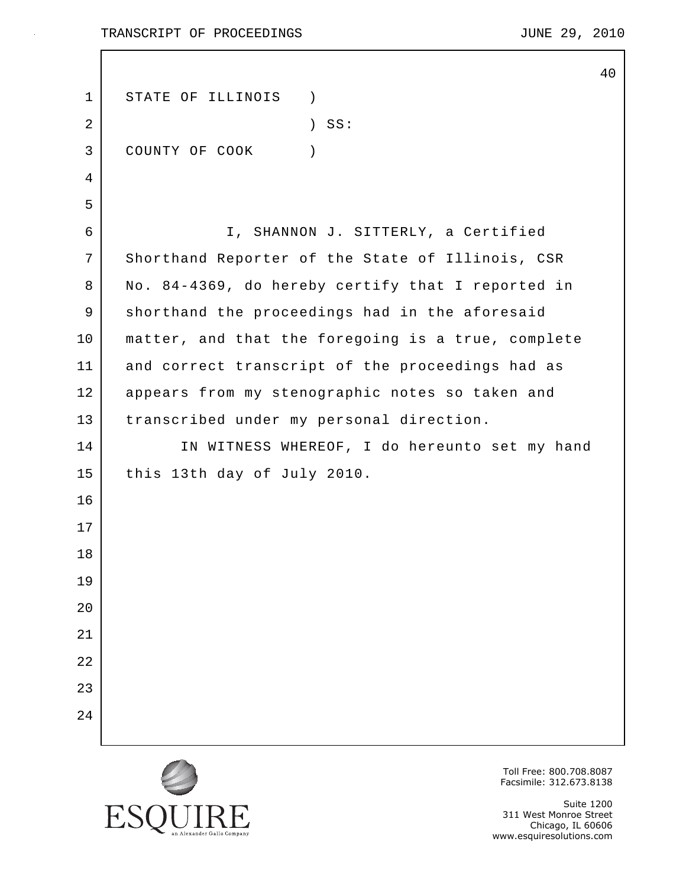STATE OF ILLINOIS )
                  ) SS:
COUNTY OF COOK    )

I, SHANNON J. SITTERLY, a Certified Shorthand Reporter of the State of Illinois, CSR No. 84-4369, do hereby certify that I reported in shorthand the proceedings had in the aforesaid matter, and that the foregoing is a true, complete and correct transcript of the proceedings had as appears from my stenographic notes so taken and transcribed under my personal direction.

IN WITNESS WHEREOF, I do hereunto set my hand this 13th day of July 2010.